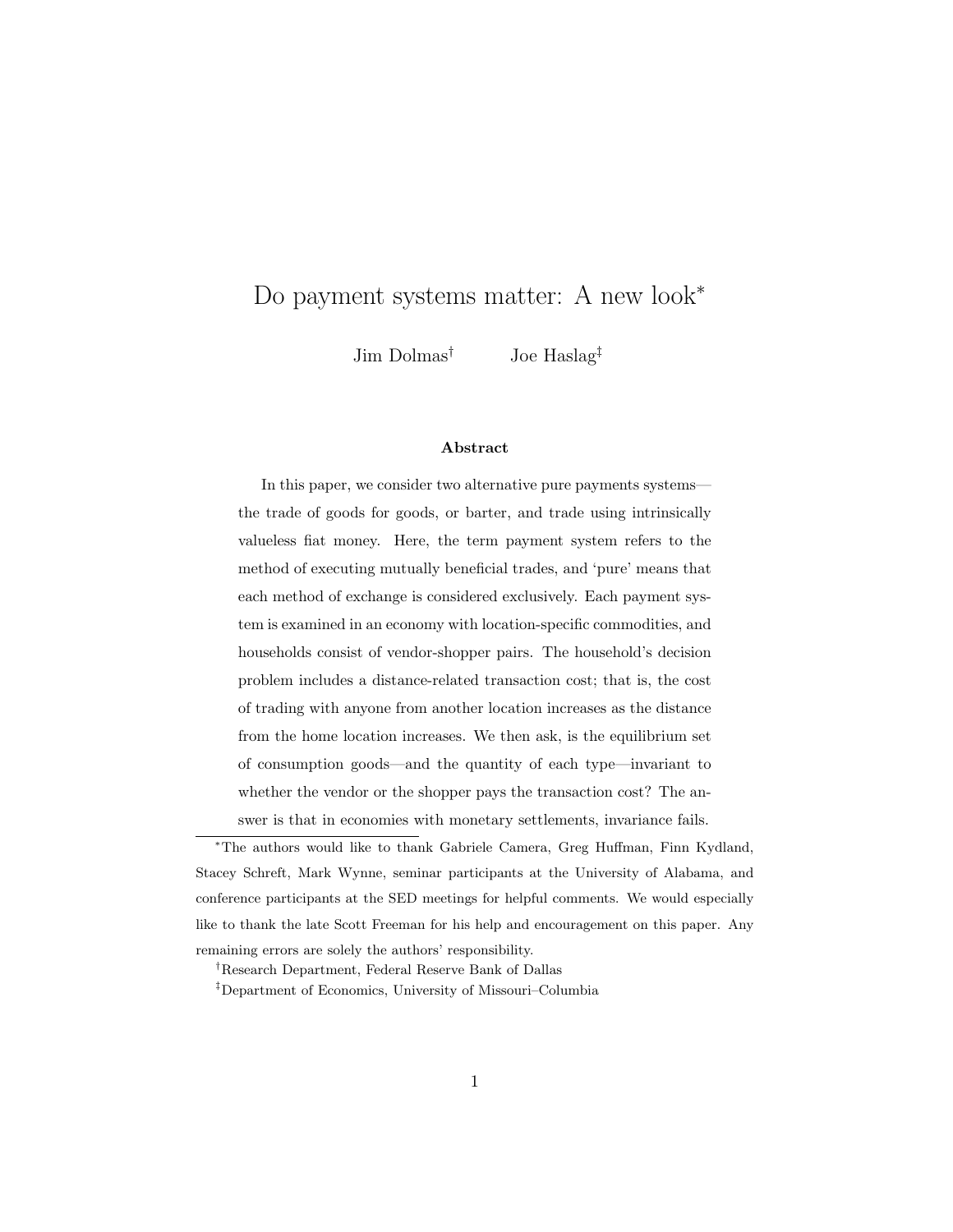# Do payment systems matter: A new look*

Jim Dolmas[†] Joe Haslag[‡]

**Abstract**

In this paper, we consider two alternative pure payments systems—the trade of goods for goods, or barter, and trade using intrinsically valueless fiat money. Here, the term payment system refers to the method of executing mutually beneficial trades, and 'pure' means that each method of exchange is considered exclusively. Each payment system is examined in an economy with location-specific commodities, and households consist of vendor-shopper pairs. The household's decision problem includes a distance-related transaction cost; that is, the cost of trading with anyone from another location increases as the distance from the home location increases. We then ask, is the equilibrium set of consumption goods—and the quantity of each type—invariant to whether the vendor or the shopper pays the transaction cost? The answer is that in economies with monetary settlements, invariance fails.

---

*The authors would like to thank Gabriele Camera, Greg Huffman, Finn Kydland, Stacey Schreft, Mark Wynne, seminar participants at the University of Alabama, and conference participants at the SED meetings for helpful comments. We would especially like to thank the late Scott Freeman for his help and encouragement on this paper. Any remaining errors are solely the authors' responsibility.

[†]Research Department, Federal Reserve Bank of Dallas

[‡]Department of Economics, University of Missouri–Columbia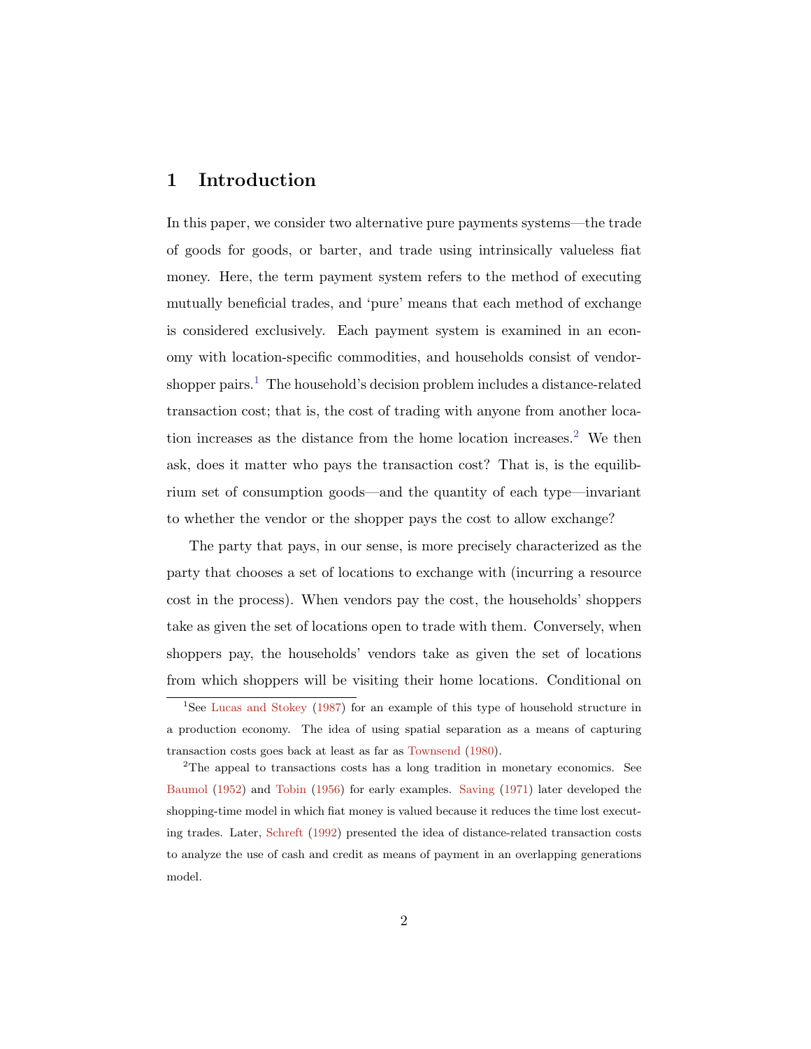# 1 Introduction

In this paper, we consider two alternative pure payments systems—the trade of goods for goods, or barter, and trade using intrinsically valueless fiat money. Here, the term payment system refers to the method of executing mutually beneficial trades, and 'pure' means that each method of exchange is considered exclusively. Each payment system is examined in an economy with location-specific commodities, and households consist of vendor-shopper pairs.[1] The household's decision problem includes a distance-related transaction cost; that is, the cost of trading with anyone from another location increases as the distance from the home location increases.[2] We then ask, does it matter who pays the transaction cost? That is, is the equilibrium set of consumption goods—and the quantity of each type—invariant to whether the vendor or the shopper pays the cost to allow exchange?

The party that pays, in our sense, is more precisely characterized as the party that chooses a set of locations to exchange with (incurring a resource cost in the process). When vendors pay the cost, the households' shoppers take as given the set of locations open to trade with them. Conversely, when shoppers pay, the households' vendors take as given the set of locations from which shoppers will be visiting their home locations. Conditional on

[1] See Lucas and Stokey (1987) for an example of this type of household structure in a production economy. The idea of using spatial separation as a means of capturing transaction costs goes back at least as far as Townsend (1980).

[2] The appeal to transactions costs has a long tradition in monetary economics. See Baumol (1952) and Tobin (1956) for early examples. Saving (1971) later developed the shopping-time model in which fiat money is valued because it reduces the time lost executing trades. Later, Schreft (1992) presented the idea of distance-related transaction costs to analyze the use of cash and credit as means of payment in an overlapping generations model.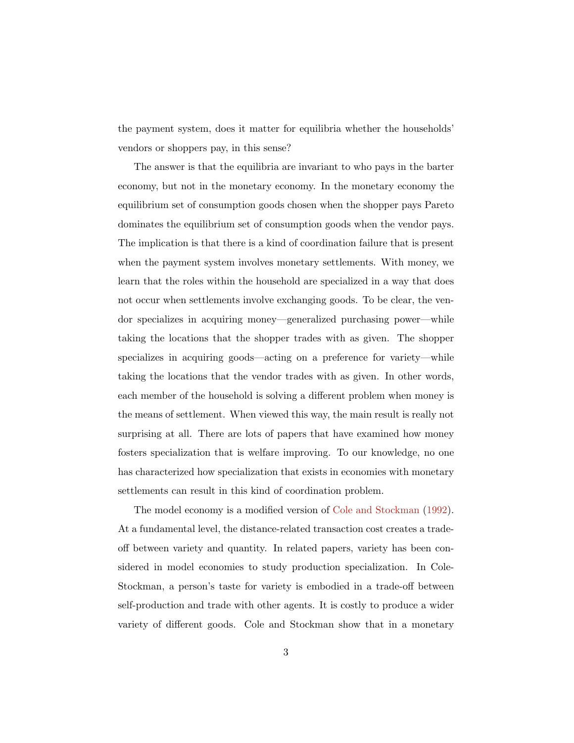the payment system, does it matter for equilibria whether the households' vendors or shoppers pay, in this sense?

The answer is that the equilibria are invariant to who pays in the barter economy, but not in the monetary economy. In the monetary economy the equilibrium set of consumption goods chosen when the shopper pays Pareto dominates the equilibrium set of consumption goods when the vendor pays. The implication is that there is a kind of coordination failure that is present when the payment system involves monetary settlements. With money, we learn that the roles within the household are specialized in a way that does not occur when settlements involve exchanging goods. To be clear, the vendor specializes in acquiring money—generalized purchasing power—while taking the locations that the shopper trades with as given. The shopper specializes in acquiring goods—acting on a preference for variety—while taking the locations that the vendor trades with as given. In other words, each member of the household is solving a different problem when money is the means of settlement. When viewed this way, the main result is really not surprising at all. There are lots of papers that have examined how money fosters specialization that is welfare improving. To our knowledge, no one has characterized how specialization that exists in economies with monetary settlements can result in this kind of coordination problem.

The model economy is a modified version of Cole and Stockman (1992). At a fundamental level, the distance-related transaction cost creates a trade-off between variety and quantity. In related papers, variety has been considered in model economies to study production specialization. In Cole-Stockman, a person's taste for variety is embodied in a trade-off between self-production and trade with other agents. It is costly to produce a wider variety of different goods. Cole and Stockman show that in a monetary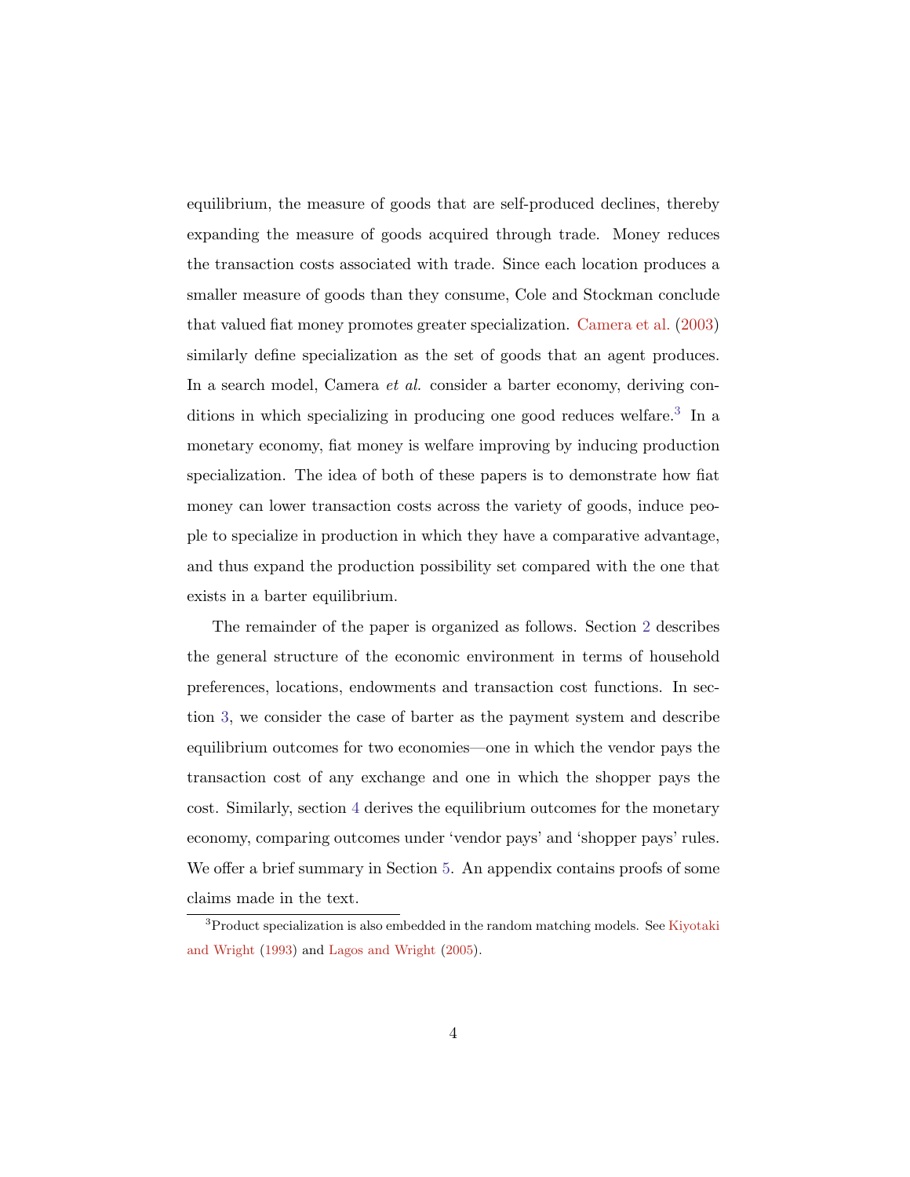equilibrium, the measure of goods that are self-produced declines, thereby expanding the measure of goods acquired through trade. Money reduces the transaction costs associated with trade. Since each location produces a smaller measure of goods than they consume, Cole and Stockman conclude that valued fiat money promotes greater specialization. Camera et al. (2003) similarly define specialization as the set of goods that an agent produces. In a search model, Camera *et al.* consider a barter economy, deriving conditions in which specializing in producing one good reduces welfare.[3] In a monetary economy, fiat money is welfare improving by inducing production specialization. The idea of both of these papers is to demonstrate how fiat money can lower transaction costs across the variety of goods, induce people to specialize in production in which they have a comparative advantage, and thus expand the production possibility set compared with the one that exists in a barter equilibrium.

The remainder of the paper is organized as follows. Section 2 describes the general structure of the economic environment in terms of household preferences, locations, endowments and transaction cost functions. In section 3, we consider the case of barter as the payment system and describe equilibrium outcomes for two economies—one in which the vendor pays the transaction cost of any exchange and one in which the shopper pays the cost. Similarly, section 4 derives the equilibrium outcomes for the monetary economy, comparing outcomes under 'vendor pays' and 'shopper pays' rules. We offer a brief summary in Section 5. An appendix contains proofs of some claims made in the text.

[3] Product specialization is also embedded in the random matching models. See Kiyotaki and Wright (1993) and Lagos and Wright (2005).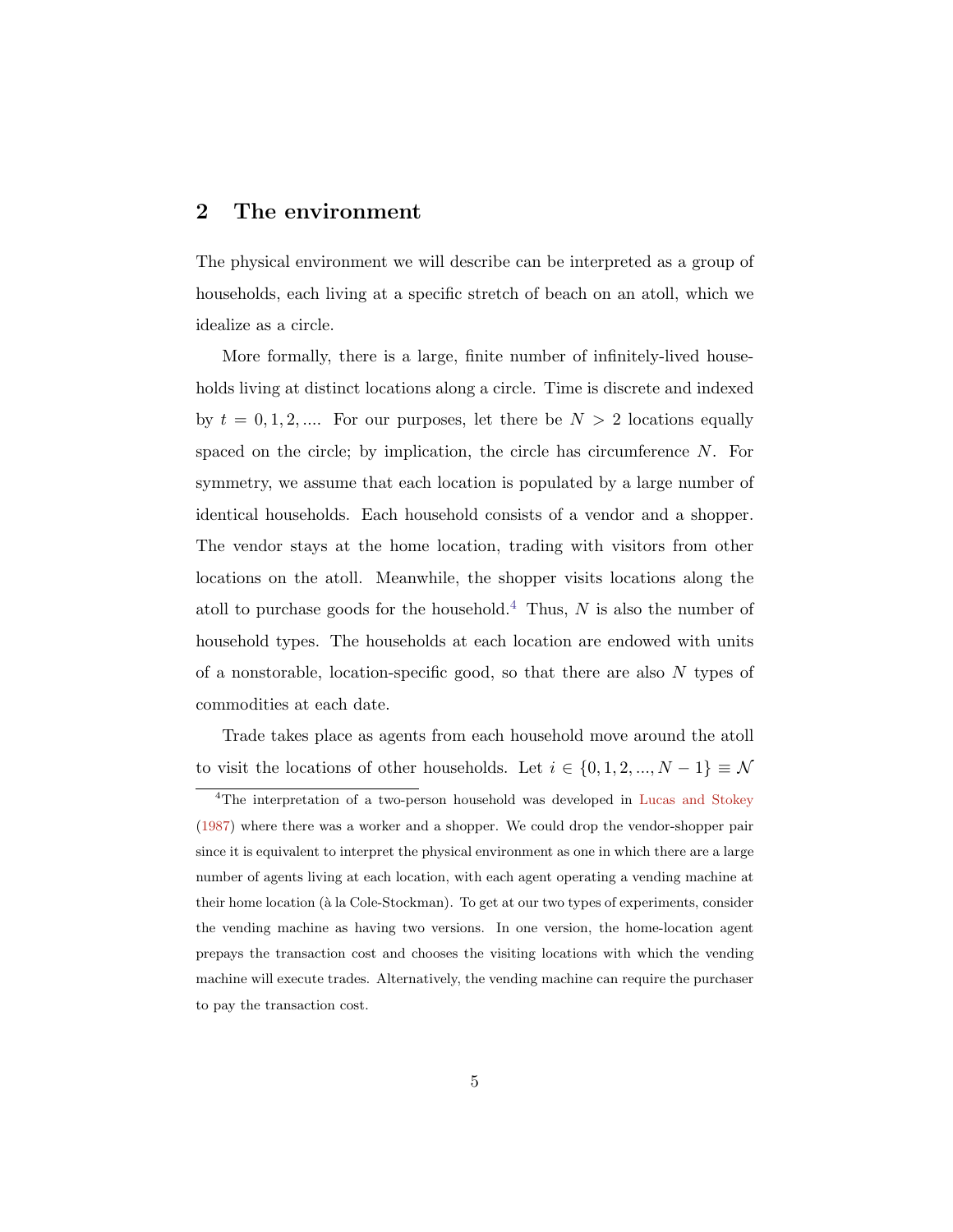## 2 The environment

The physical environment we will describe can be interpreted as a group of households, each living at a specific stretch of beach on an atoll, which we idealize as a circle.

More formally, there is a large, finite number of infinitely-lived households living at distinct locations along a circle. Time is discrete and indexed by $t = 0, 1, 2, \ldots$. For our purposes, let there be $N > 2$ locations equally spaced on the circle; by implication, the circle has circumference $N$. For symmetry, we assume that each location is populated by a large number of identical households. Each household consists of a vendor and a shopper. The vendor stays at the home location, trading with visitors from other locations on the atoll. Meanwhile, the shopper visits locations along the atoll to purchase goods for the household.[4] Thus, $N$ is also the number of household types. The households at each location are endowed with units of a nonstorable, location-specific good, so that there are also $N$ types of commodities at each date.

Trade takes place as agents from each household move around the atoll to visit the locations of other households. Let $i \in \{0, 1, 2, \ldots, N-1\} \equiv \mathcal{N}$

---

[4] The interpretation of a two-person household was developed in Lucas and Stokey (1987) where there was a worker and a shopper. We could drop the vendor-shopper pair since it is equivalent to interpret the physical environment as one in which there are a large number of agents living at each location, with each agent operating a vending machine at their home location (à la Cole-Stockman). To get at our two types of experiments, consider the vending machine as having two versions. In one version, the home-location agent prepays the transaction cost and chooses the visiting locations with which the vending machine will execute trades. Alternatively, the vending machine can require the purchaser to pay the transaction cost.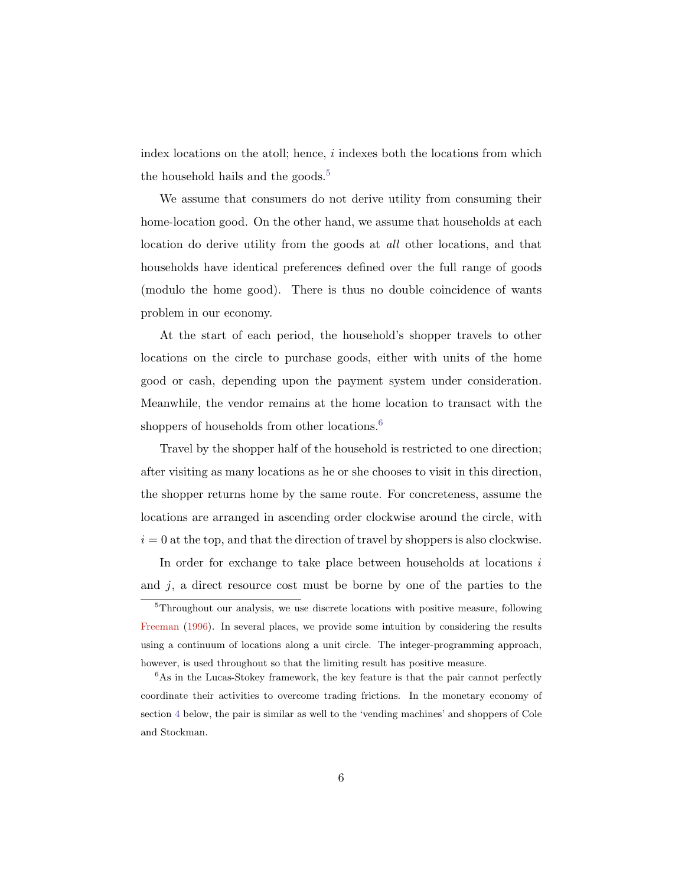index locations on the atoll; hence, $i$ indexes both the locations from which the household hails and the goods.[5]

We assume that consumers do not derive utility from consuming their home-location good. On the other hand, we assume that households at each location do derive utility from the goods at *all* other locations, and that households have identical preferences defined over the full range of goods (modulo the home good). There is thus no double coincidence of wants problem in our economy.

At the start of each period, the household's shopper travels to other locations on the circle to purchase goods, either with units of the home good or cash, depending upon the payment system under consideration. Meanwhile, the vendor remains at the home location to transact with the shoppers of households from other locations.[6]

Travel by the shopper half of the household is restricted to one direction; after visiting as many locations as he or she chooses to visit in this direction, the shopper returns home by the same route. For concreteness, assume the locations are arranged in ascending order clockwise around the circle, with $i = 0$ at the top, and that the direction of travel by shoppers is also clockwise.

In order for exchange to take place between households at locations $i$ and $j$, a direct resource cost must be borne by one of the parties to the

[5] Throughout our analysis, we use discrete locations with positive measure, following Freeman (1996). In several places, we provide some intuition by considering the results using a continuum of locations along a unit circle. The integer-programming approach, however, is used throughout so that the limiting result has positive measure.

[6] As in the Lucas-Stokey framework, the key feature is that the pair cannot perfectly coordinate their activities to overcome trading frictions. In the monetary economy of section 4 below, the pair is similar as well to the 'vending machines' and shoppers of Cole and Stockman.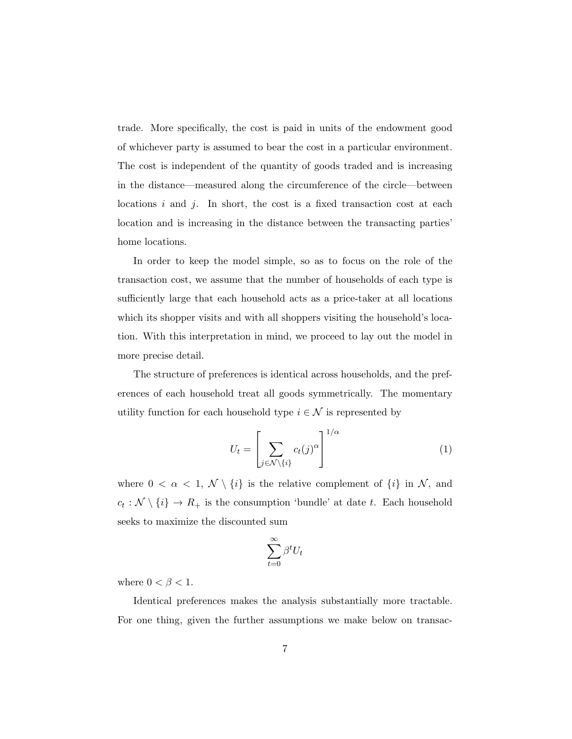trade. More specifically, the cost is paid in units of the endowment good of whichever party is assumed to bear the cost in a particular environment. The cost is independent of the quantity of goods traded and is increasing in the distance—measured along the circumference of the circle—between locations $i$ and $j$. In short, the cost is a fixed transaction cost at each location and is increasing in the distance between the transacting parties' home locations.

In order to keep the model simple, so as to focus on the role of the transaction cost, we assume that the number of households of each type is sufficiently large that each household acts as a price-taker at all locations which its shopper visits and with all shoppers visiting the household's location. With this interpretation in mind, we proceed to lay out the model in more precise detail.

The structure of preferences is identical across households, and the preferences of each household treat all goods symmetrically. The momentary utility function for each household type $i \in \mathcal{N}$ is represented by

$$U_t = \left[ \sum_{j \in \mathcal{N} \setminus \{i\}} c_t(j)^{\alpha} \right]^{1/\alpha} \tag{1}$$

where $0 < \alpha < 1$, $\mathcal{N} \setminus \{i\}$ is the relative complement of $\{i\}$ in $\mathcal{N}$, and $c_t : \mathcal{N} \setminus \{i\} \to R_+$ is the consumption 'bundle' at date $t$. Each household seeks to maximize the discounted sum

$$\sum_{t=0}^{\infty} \beta^t U_t$$

where $0 < \beta < 1$.

Identical preferences makes the analysis substantially more tractable. For one thing, given the further assumptions we make below on transac-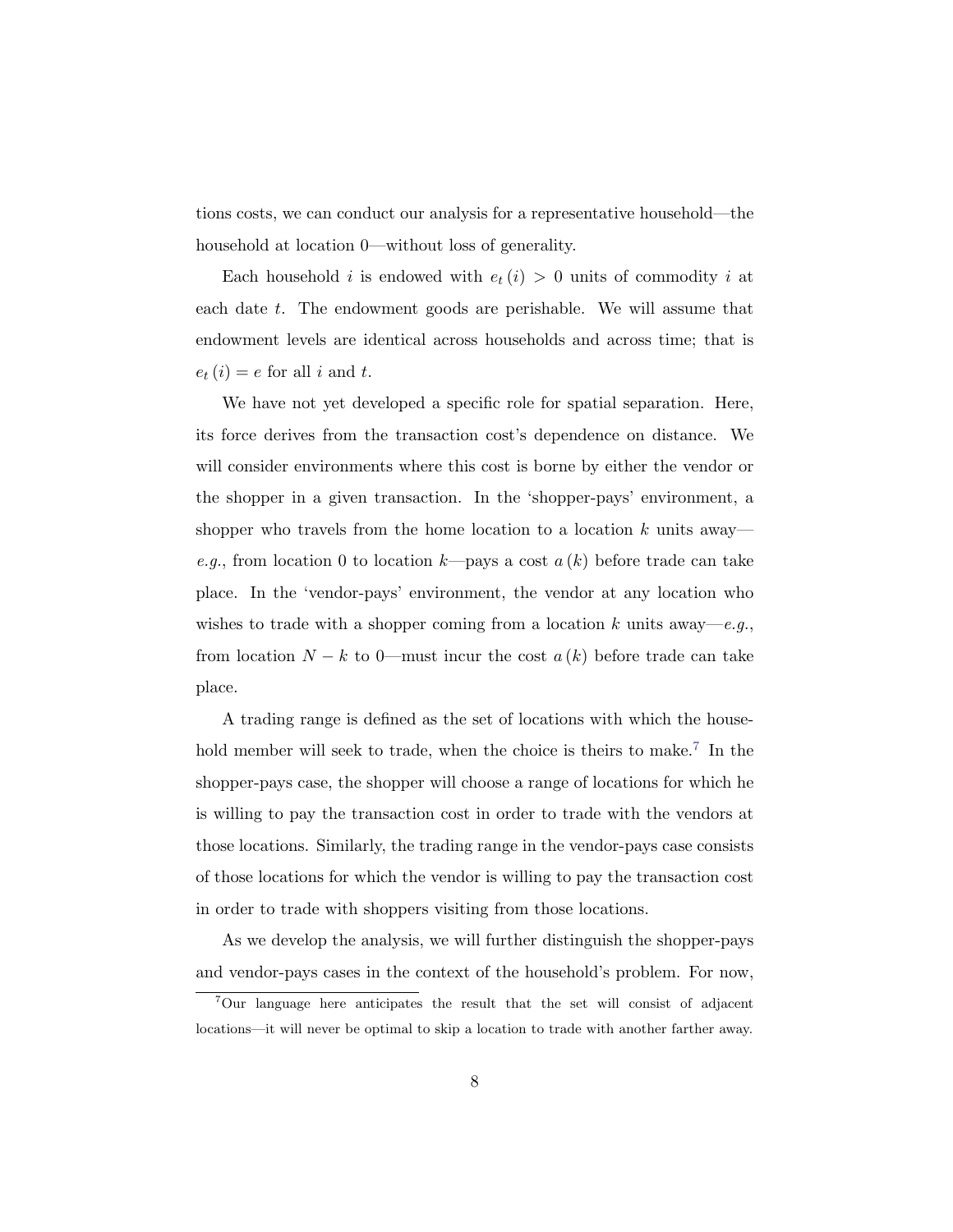tions costs, we can conduct our analysis for a representative household—the household at location 0—without loss of generality.

Each household $i$ is endowed with $e_t(i) > 0$ units of commodity $i$ at each date $t$. The endowment goods are perishable. We will assume that endowment levels are identical across households and across time; that is $e_t(i) = e$ for all $i$ and $t$.

We have not yet developed a specific role for spatial separation. Here, its force derives from the transaction cost's dependence on distance. We will consider environments where this cost is borne by either the vendor or the shopper in a given transaction. In the 'shopper-pays' environment, a shopper who travels from the home location to a location $k$ units away—*e.g.*, from location 0 to location $k$—pays a cost $a(k)$ before trade can take place. In the 'vendor-pays' environment, the vendor at any location who wishes to trade with a shopper coming from a location $k$ units away—*e.g.*, from location $N-k$ to 0—must incur the cost $a(k)$ before trade can take place.

A trading range is defined as the set of locations with which the household member will seek to trade, when the choice is theirs to make.[7] In the shopper-pays case, the shopper will choose a range of locations for which he is willing to pay the transaction cost in order to trade with the vendors at those locations. Similarly, the trading range in the vendor-pays case consists of those locations for which the vendor is willing to pay the transaction cost in order to trade with shoppers visiting from those locations.

As we develop the analysis, we will further distinguish the shopper-pays and vendor-pays cases in the context of the household's problem. For now,

[7] Our language here anticipates the result that the set will consist of adjacent locations—it will never be optimal to skip a location to trade with another farther away.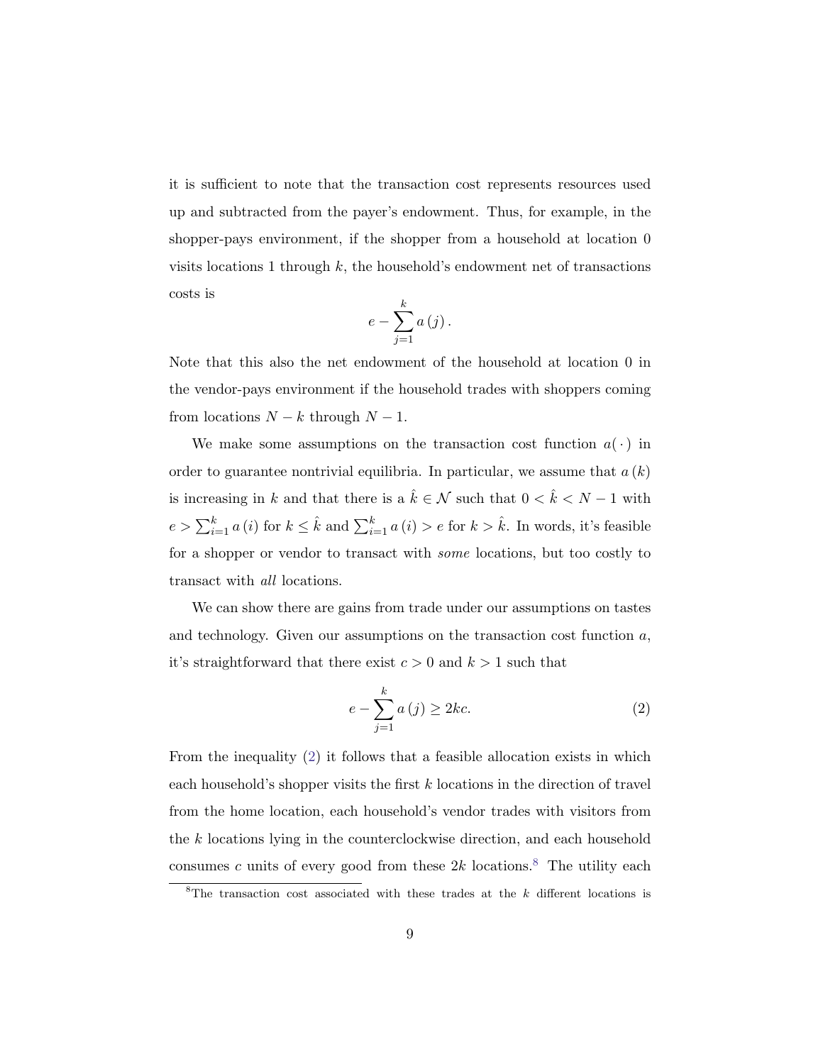it is sufficient to note that the transaction cost represents resources used up and subtracted from the payer's endowment. Thus, for example, in the shopper-pays environment, if the shopper from a household at location 0 visits locations 1 through $k$, the household's endowment net of transactions costs is

$$e - \sum_{j=1}^{k} a(j).$$

Note that this also the net endowment of the household at location 0 in the vendor-pays environment if the household trades with shoppers coming from locations $N-k$ through $N-1$.

We make some assumptions on the transaction cost function $a(\cdot)$ in order to guarantee nontrivial equilibria. In particular, we assume that $a(k)$ is increasing in $k$ and that there is a $\hat{k} \in \mathcal{N}$ such that $0 < \hat{k} < N-1$ with $e > \sum_{i=1}^{k} a(i)$ for $k \leq \hat{k}$ and $\sum_{i=1}^{k} a(i) > e$ for $k > \hat{k}$. In words, it's feasible for a shopper or vendor to transact with *some* locations, but too costly to transact with *all* locations.

We can show there are gains from trade under our assumptions on tastes and technology. Given our assumptions on the transaction cost function $a$, it's straightforward that there exist $c > 0$ and $k > 1$ such that

$$e - \sum_{j=1}^{k} a(j) \geq 2kc. \tag{2}$$

From the inequality (2) it follows that a feasible allocation exists in which each household's shopper visits the first $k$ locations in the direction of travel from the home location, each household's vendor trades with visitors from the $k$ locations lying in the counterclockwise direction, and each household consumes $c$ units of every good from these $2k$ locations.[8] The utility each

[8] The transaction cost associated with these trades at the $k$ different locations is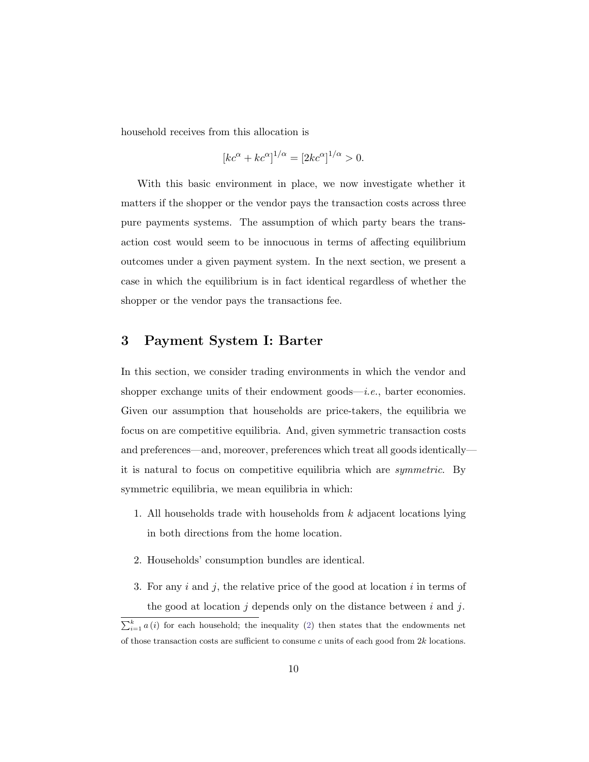household receives from this allocation is

$$[kc^{\alpha} + kc^{\alpha}]^{1/\alpha} = [2kc^{\alpha}]^{1/\alpha} > 0.$$

With this basic environment in place, we now investigate whether it matters if the shopper or the vendor pays the transaction costs across three pure payments systems. The assumption of which party bears the transaction cost would seem to be innocuous in terms of affecting equilibrium outcomes under a given payment system. In the next section, we present a case in which the equilibrium is in fact identical regardless of whether the shopper or the vendor pays the transactions fee.

## 3 Payment System I: Barter

In this section, we consider trading environments in which the vendor and shopper exchange units of their endowment goods—*i.e.*, barter economies. Given our assumption that households are price-takers, the equilibria we focus on are competitive equilibria. And, given symmetric transaction costs and preferences—and, moreover, preferences which treat all goods identically—it is natural to focus on competitive equilibria which are *symmetric*. By symmetric equilibria, we mean equilibria in which:

1. All households trade with households from $k$ adjacent locations lying in both directions from the home location.
2. Households' consumption bundles are identical.
3. For any $i$ and $j$, the relative price of the good at location $i$ in terms of the good at location $j$ depends only on the distance between $i$ and $j$.

$\sum_{i=1}^{k} a(i)$ for each household; the inequality (2) then states that the endowments net of those transaction costs are sufficient to consume $c$ units of each good from $2k$ locations.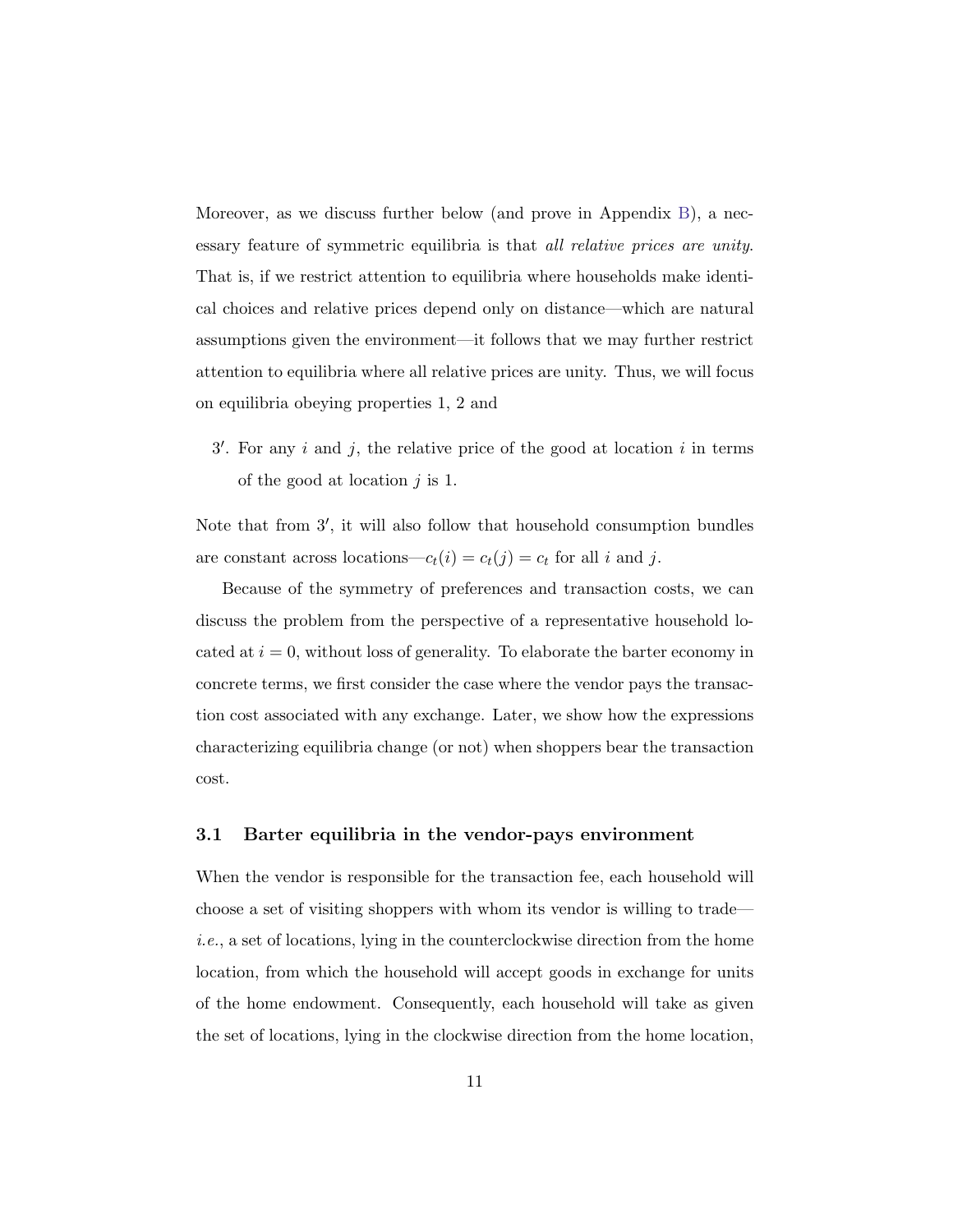Moreover, as we discuss further below (and prove in Appendix B), a necessary feature of symmetric equilibria is that *all relative prices are unity*. That is, if we restrict attention to equilibria where households make identical choices and relative prices depend only on distance—which are natural assumptions given the environment—it follows that we may further restrict attention to equilibria where all relative prices are unity. Thus, we will focus on equilibria obeying properties 1, 2 and

$3'$. For any $i$ and $j$, the relative price of the good at location $i$ in terms of the good at location $j$ is 1.

Note that from $3'$, it will also follow that household consumption bundles are constant across locations—$c_t(i) = c_t(j) = c_t$ for all $i$ and $j$.

Because of the symmetry of preferences and transaction costs, we can discuss the problem from the perspective of a representative household located at $i = 0$, without loss of generality. To elaborate the barter economy in concrete terms, we first consider the case where the vendor pays the transaction cost associated with any exchange. Later, we show how the expressions characterizing equilibria change (or not) when shoppers bear the transaction cost.

### 3.1 Barter equilibria in the vendor-pays environment

When the vendor is responsible for the transaction fee, each household will choose a set of visiting shoppers with whom its vendor is willing to trade—*i.e.*, a set of locations, lying in the counterclockwise direction from the home location, from which the household will accept goods in exchange for units of the home endowment. Consequently, each household will take as given the set of locations, lying in the clockwise direction from the home location,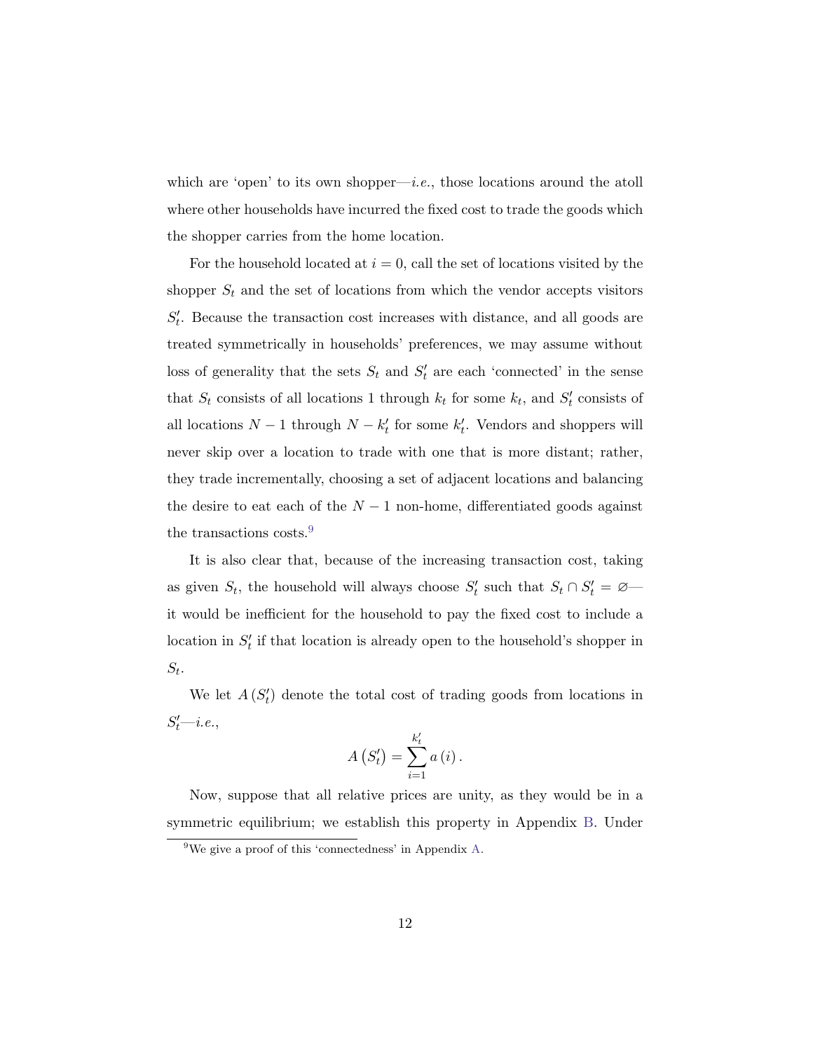which are 'open' to its own shopper—*i.e.*, those locations around the atoll where other households have incurred the fixed cost to trade the goods which the shopper carries from the home location.

For the household located at $i = 0$, call the set of locations visited by the shopper $S_t$ and the set of locations from which the vendor accepts visitors $S_t'$. Because the transaction cost increases with distance, and all goods are treated symmetrically in households' preferences, we may assume without loss of generality that the sets $S_t$ and $S_t'$ are each 'connected' in the sense that $S_t$ consists of all locations 1 through $k_t$ for some $k_t$, and $S_t'$ consists of all locations $N-1$ through $N-k_t'$ for some $k_t'$. Vendors and shoppers will never skip over a location to trade with one that is more distant; rather, they trade incrementally, choosing a set of adjacent locations and balancing the desire to eat each of the $N-1$ non-home, differentiated goods against the transactions costs.[9]

It is also clear that, because of the increasing transaction cost, taking as given $S_t$, the household will always choose $S_t'$ such that $S_t \cap S_t' = \varnothing$—it would be inefficient for the household to pay the fixed cost to include a location in $S_t'$ if that location is already open to the household's shopper in $S_t$.

We let $A(S_t')$ denote the total cost of trading goods from locations in $S_t'$—*i.e.*,

$$A(S_t') = \sum_{i=1}^{k_t'} a(i).$$

Now, suppose that all relative prices are unity, as they would be in a symmetric equilibrium; we establish this property in Appendix B. Under

[9] We give a proof of this 'connectedness' in Appendix A.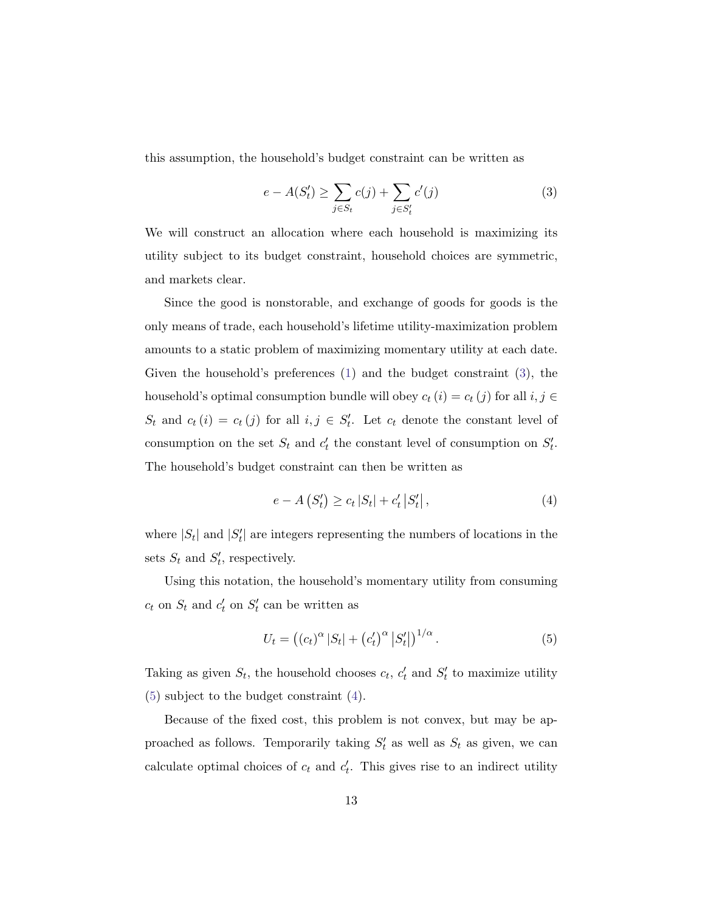this assumption, the household's budget constraint can be written as

$$e - A(S_t') \geq \sum_{j \in S_t} c(j) + \sum_{j \in S_t'} c'(j) \tag{3}$$

We will construct an allocation where each household is maximizing its utility subject to its budget constraint, household choices are symmetric, and markets clear.

Since the good is nonstorable, and exchange of goods for goods is the only means of trade, each household's lifetime utility-maximization problem amounts to a static problem of maximizing momentary utility at each date. Given the household's preferences (1) and the budget constraint (3), the household's optimal consumption bundle will obey $c_t(i) = c_t(j)$ for all $i, j \in S_t$ and $c_t(i) = c_t(j)$ for all $i, j \in S_t'$. Let $c_t$ denote the constant level of consumption on the set $S_t$ and $c_t'$ the constant level of consumption on $S_t'$. The household's budget constraint can then be written as

$$e - A\left(S_t'\right) \geq c_t \left|S_t\right| + c_t' \left|S_t'\right|, \tag{4}$$

where $|S_t|$ and $|S_t'|$ are integers representing the numbers of locations in the sets $S_t$ and $S_t'$, respectively.

Using this notation, the household's momentary utility from consuming $c_t$ on $S_t$ and $c_t'$ on $S_t'$ can be written as

$$U_t = \left((c_t)^{\alpha} \left|S_t\right| + \left(c_t'\right)^{\alpha} \left|S_t'\right|\right)^{1/\alpha}. \tag{5}$$

Taking as given $S_t$, the household chooses $c_t$, $c_t'$ and $S_t'$ to maximize utility (5) subject to the budget constraint (4).

Because of the fixed cost, this problem is not convex, but may be approached as follows. Temporarily taking $S_t'$ as well as $S_t$ as given, we can calculate optimal choices of $c_t$ and $c_t'$. This gives rise to an indirect utility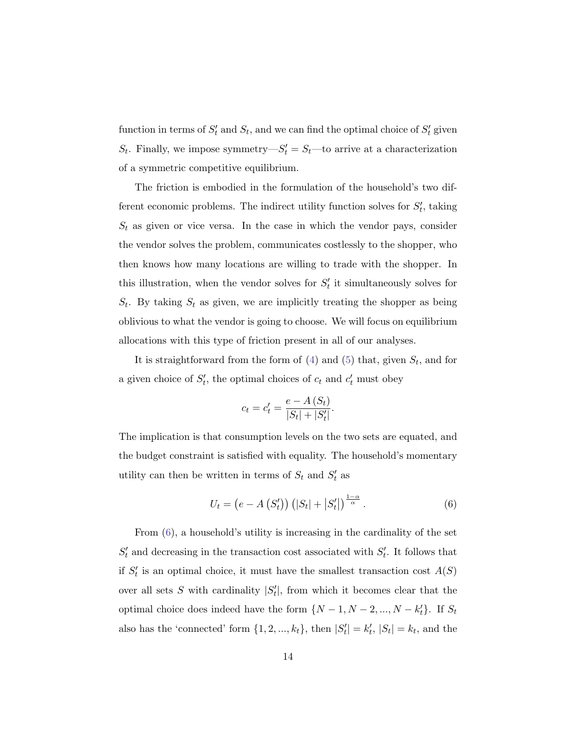function in terms of $S_t'$ and $S_t$, and we can find the optimal choice of $S_t'$ given $S_t$. Finally, we impose symmetry—$S_t' = S_t$—to arrive at a characterization of a symmetric competitive equilibrium.

The friction is embodied in the formulation of the household's two different economic problems. The indirect utility function solves for $S_t'$, taking $S_t$ as given or vice versa. In the case in which the vendor pays, consider the vendor solves the problem, communicates costlessly to the shopper, who then knows how many locations are willing to trade with the shopper. In this illustration, when the vendor solves for $S_t'$ it simultaneously solves for $S_t$. By taking $S_t$ as given, we are implicitly treating the shopper as being oblivious to what the vendor is going to choose. We will focus on equilibrium allocations with this type of friction present in all of our analyses.

It is straightforward from the form of (4) and (5) that, given $S_t$, and for a given choice of $S_t'$, the optimal choices of $c_t$ and $c_t'$ must obey

$$c_t = c_t' = \frac{e - A(S_t)}{|S_t| + |S_t'|}.$$

The implication is that consumption levels on the two sets are equated, and the budget constraint is satisfied with equality. The household's momentary utility can then be written in terms of $S_t$ and $S_t'$ as

$$U_t = \left(e - A\left(S_t'\right)\right)\left(|S_t| + \left|S_t'\right|\right)^{\frac{1-\alpha}{\alpha}}. \tag{6}$$

From (6), a household's utility is increasing in the cardinality of the set $S_t'$ and decreasing in the transaction cost associated with $S_t'$. It follows that if $S_t'$ is an optimal choice, it must have the smallest transaction cost $A(S)$ over all sets $S$ with cardinality $|S_t'|$, from which it becomes clear that the optimal choice does indeed have the form $\{N-1, N-2, ..., N-k_t'\}$. If $S_t$ also has the 'connected' form $\{1, 2, ..., k_t\}$, then $|S_t'| = k_t'$, $|S_t| = k_t$, and the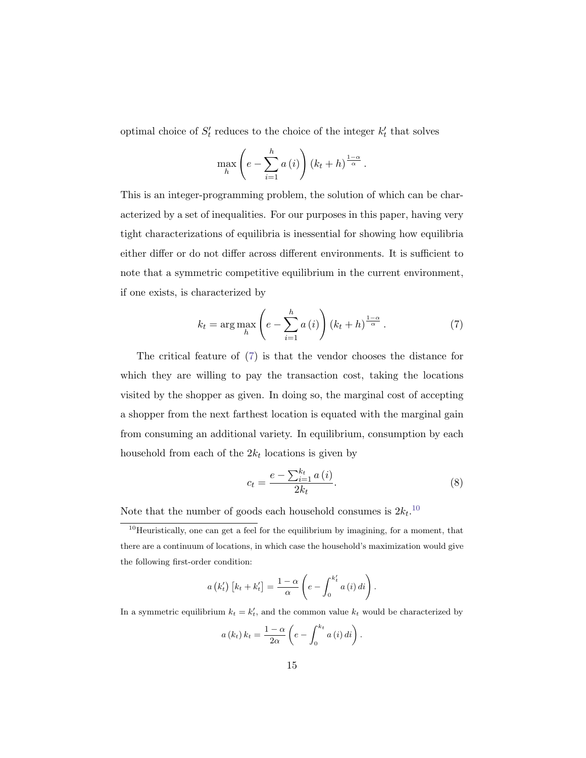optimal choice of $S_t'$ reduces to the choice of the integer $k_t'$ that solves

$$\max_h \left( e - \sum_{i=1}^{h} a(i) \right) (k_t + h)^{\frac{1-\alpha}{\alpha}}.$$

This is an integer-programming problem, the solution of which can be characterized by a set of inequalities. For our purposes in this paper, having very tight characterizations of equilibria is inessential for showing how equilibria either differ or do not differ across different environments. It is sufficient to note that a symmetric competitive equilibrium in the current environment, if one exists, is characterized by

$$k_t = \arg\max_h \left( e - \sum_{i=1}^{h} a(i) \right) (k_t + h)^{\frac{1-\alpha}{\alpha}}. \tag{7}$$

The critical feature of (7) is that the vendor chooses the distance for which they are willing to pay the transaction cost, taking the locations visited by the shopper as given. In doing so, the marginal cost of accepting a shopper from the next farthest location is equated with the marginal gain from consuming an additional variety. In equilibrium, consumption by each household from each of the $2k_t$ locations is given by

$$c_t = \frac{e - \sum_{i=1}^{k_t} a(i)}{2k_t}. \tag{8}$$

Note that the number of goods each household consumes is $2k_t$.[10]

---

[10] Heuristically, one can get a feel for the equilibrium by imagining, for a moment, that there are a continuum of locations, in which case the household's maximization would give the following first-order condition:

$$a(k_t') \left[ k_t + k_t' \right] = \frac{1-\alpha}{\alpha} \left( e - \int_0^{k_t'} a(i)\, di \right).$$

In a symmetric equilibrium $k_t = k_t'$, and the common value $k_t$ would be characterized by

$$a(k_t)\, k_t = \frac{1-\alpha}{2\alpha} \left( e - \int_0^{k_t} a(i)\, di \right).$$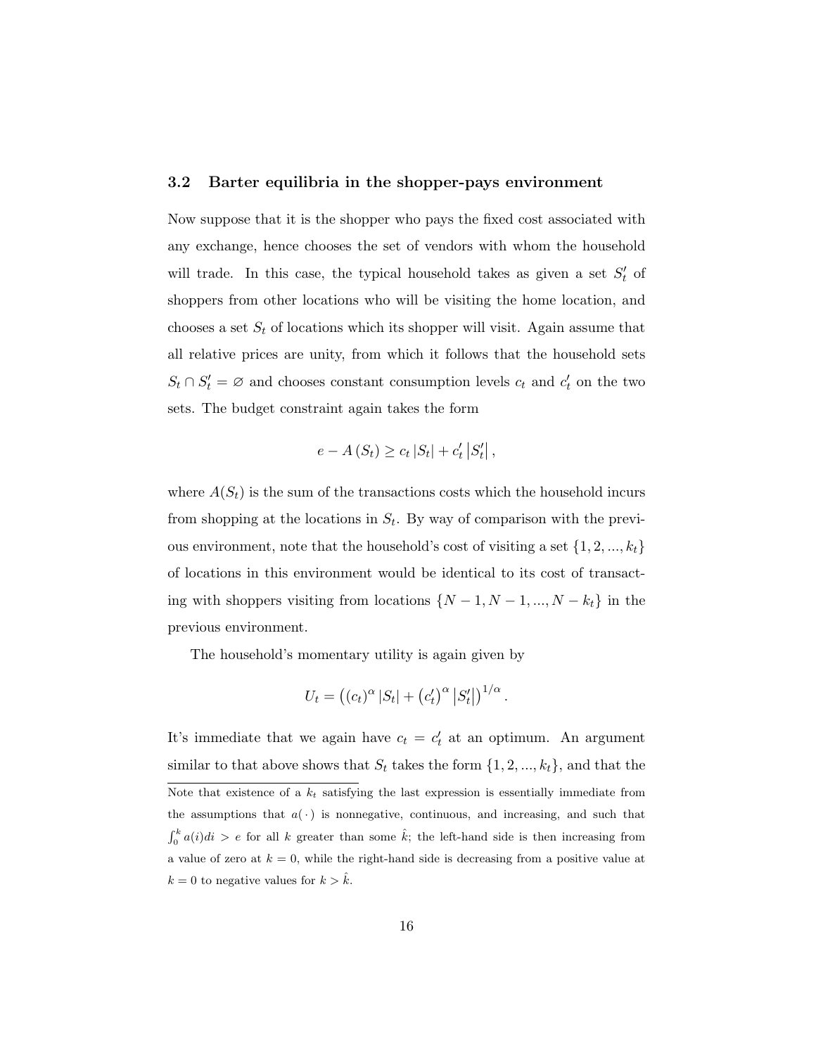### 3.2 Barter equilibria in the shopper-pays environment

Now suppose that it is the shopper who pays the fixed cost associated with any exchange, hence chooses the set of vendors with whom the household will trade. In this case, the typical household takes as given a set $S'_t$ of shoppers from other locations who will be visiting the home location, and chooses a set $S_t$ of locations which its shopper will visit. Again assume that all relative prices are unity, from which it follows that the household sets $S_t \cap S'_t = \varnothing$ and chooses constant consumption levels $c_t$ and $c'_t$ on the two sets. The budget constraint again takes the form

$$e - A(S_t) \geq c_t |S_t| + c'_t |S'_t|,$$

where $A(S_t)$ is the sum of the transactions costs which the household incurs from shopping at the locations in $S_t$. By way of comparison with the previous environment, note that the household's cost of visiting a set $\{1, 2, ..., k_t\}$ of locations in this environment would be identical to its cost of transacting with shoppers visiting from locations $\{N-1, N-1, ..., N-k_t\}$ in the previous environment.

The household's momentary utility is again given by

$$U_t = \left((c_t)^\alpha |S_t| + (c'_t)^\alpha |S'_t|\right)^{1/\alpha}.$$

It's immediate that we again have $c_t = c'_t$ at an optimum. An argument similar to that above shows that $S_t$ takes the form $\{1, 2, ..., k_t\}$, and that the

---

Note that existence of a $k_t$ satisfying the last expression is essentially immediate from the assumptions that $a(\cdot)$ is nonnegative, continuous, and increasing, and such that $\int_0^k a(i)di > e$ for all $k$ greater than some $\hat{k}$; the left-hand side is then increasing from a value of zero at $k = 0$, while the right-hand side is decreasing from a positive value at $k = 0$ to negative values for $k > \hat{k}$.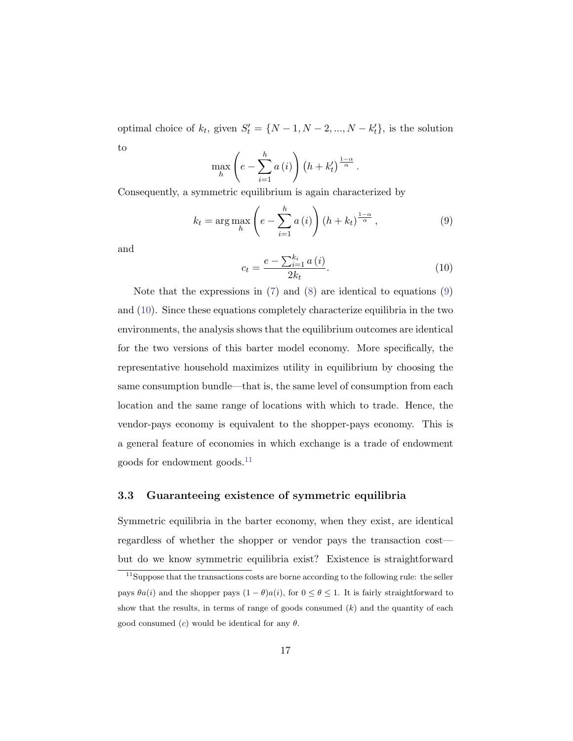optimal choice of $k_t$, given $S_t' = \{N-1, N-2, ..., N-k_t'\}$, is the solution to

$$\max_h \left(e - \sum_{i=1}^{h} a(i)\right) \left(h + k_t'\right)^{\frac{1-\alpha}{\alpha}}.$$

Consequently, a symmetric equilibrium is again characterized by

$$k_t = \arg\max_h \left(e - \sum_{i=1}^{h} a(i)\right) \left(h + k_t\right)^{\frac{1-\alpha}{\alpha}}, \tag{9}$$

and

$$c_t = \frac{e - \sum_{i=1}^{k_t} a(i)}{2k_t}. \tag{10}$$

Note that the expressions in (7) and (8) are identical to equations (9) and (10). Since these equations completely characterize equilibria in the two environments, the analysis shows that the equilibrium outcomes are identical for the two versions of this barter model economy. More specifically, the representative household maximizes utility in equilibrium by choosing the same consumption bundle—that is, the same level of consumption from each location and the same range of locations with which to trade. Hence, the vendor-pays economy is equivalent to the shopper-pays economy. This is a general feature of economies in which exchange is a trade of endowment goods for endowment goods.[11]

### 3.3 Guaranteeing existence of symmetric equilibria

Symmetric equilibria in the barter economy, when they exist, are identical regardless of whether the shopper or vendor pays the transaction cost—but do we know symmetric equilibria exist? Existence is straightforward

[11] Suppose that the transactions costs are borne according to the following rule: the seller pays $\theta a(i)$ and the shopper pays $(1-\theta)a(i)$, for $0 \leq \theta \leq 1$. It is fairly straightforward to show that the results, in terms of range of goods consumed ($k$) and the quantity of each good consumed ($c$) would be identical for any $\theta$.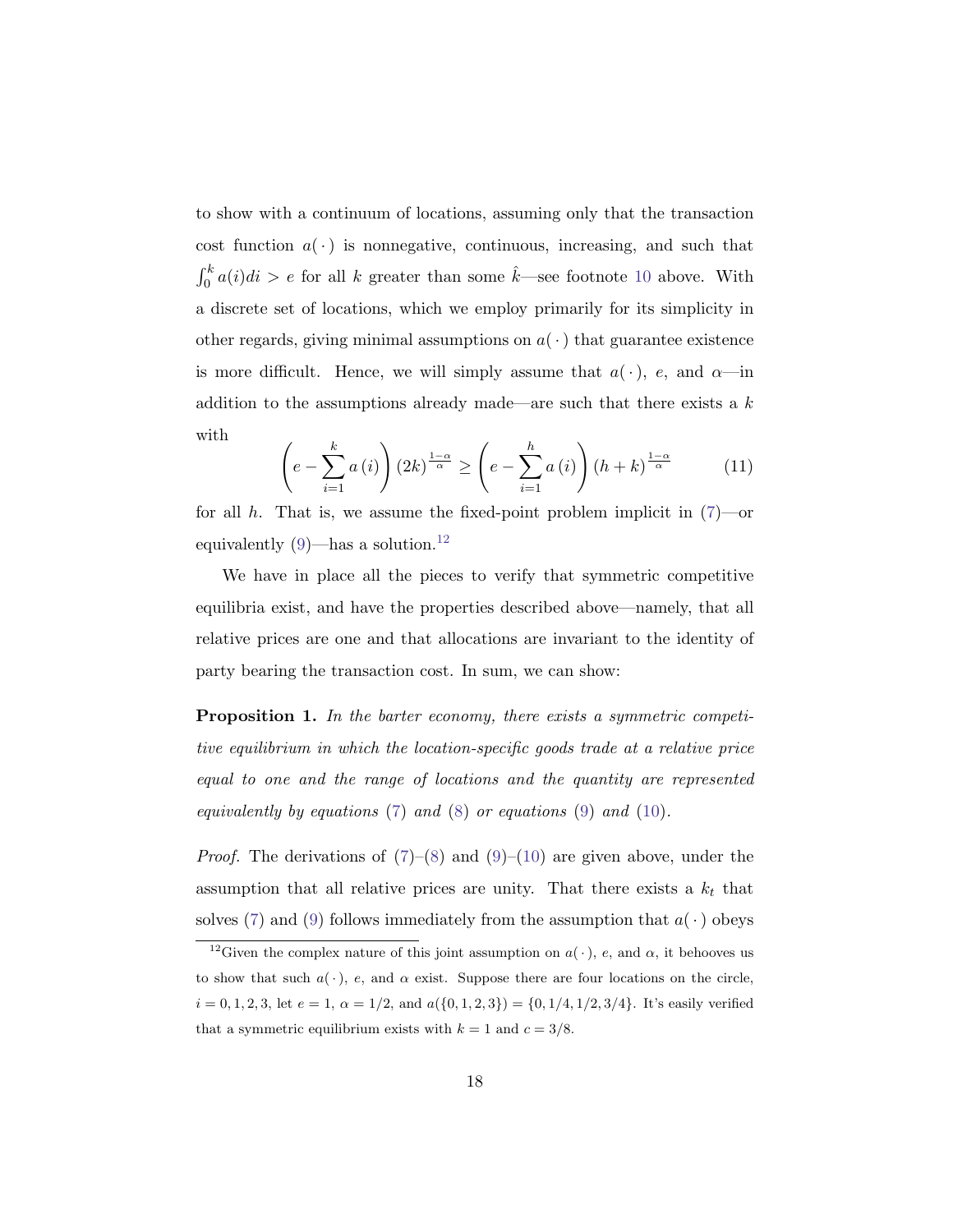to show with a continuum of locations, assuming only that the transaction cost function $a(\cdot)$ is nonnegative, continuous, increasing, and such that $\int_0^k a(i)di > e$ for all $k$ greater than some $\hat{k}$—see footnote 10 above. With a discrete set of locations, which we employ primarily for its simplicity in other regards, giving minimal assumptions on $a(\cdot)$ that guarantee existence is more difficult. Hence, we will simply assume that $a(\cdot)$, $e$, and $\alpha$—in addition to the assumptions already made—are such that there exists a $k$ with

$$\left(e - \sum_{i=1}^{k} a(i)\right)(2k)^{\frac{1-\alpha}{\alpha}} \geq \left(e - \sum_{i=1}^{h} a(i)\right)(h+k)^{\frac{1-\alpha}{\alpha}} \tag{11}$$

for all $h$. That is, we assume the fixed-point problem implicit in (7)—or equivalently (9)—has a solution.[12]

We have in place all the pieces to verify that symmetric competitive equilibria exist, and have the properties described above—namely, that all relative prices are one and that allocations are invariant to the identity of party bearing the transaction cost. In sum, we can show:

**Proposition 1.** *In the barter economy, there exists a symmetric competitive equilibrium in which the location-specific goods trade at a relative price equal to one and the range of locations and the quantity are represented equivalently by equations* (7) *and* (8) *or equations* (9) *and* (10)*.*

*Proof.* The derivations of (7)–(8) and (9)–(10) are given above, under the assumption that all relative prices are unity. That there exists a $k_t$ that solves (7) and (9) follows immediately from the assumption that $a(\cdot)$ obeys

[12] Given the complex nature of this joint assumption on $a(\cdot)$, $e$, and $\alpha$, it behooves us to show that such $a(\cdot)$, $e$, and $\alpha$ exist. Suppose there are four locations on the circle, $i = 0, 1, 2, 3$, let $e = 1$, $\alpha = 1/2$, and $a(\{0, 1, 2, 3\}) = \{0, 1/4, 1/2, 3/4\}$. It's easily verified that a symmetric equilibrium exists with $k = 1$ and $c = 3/8$.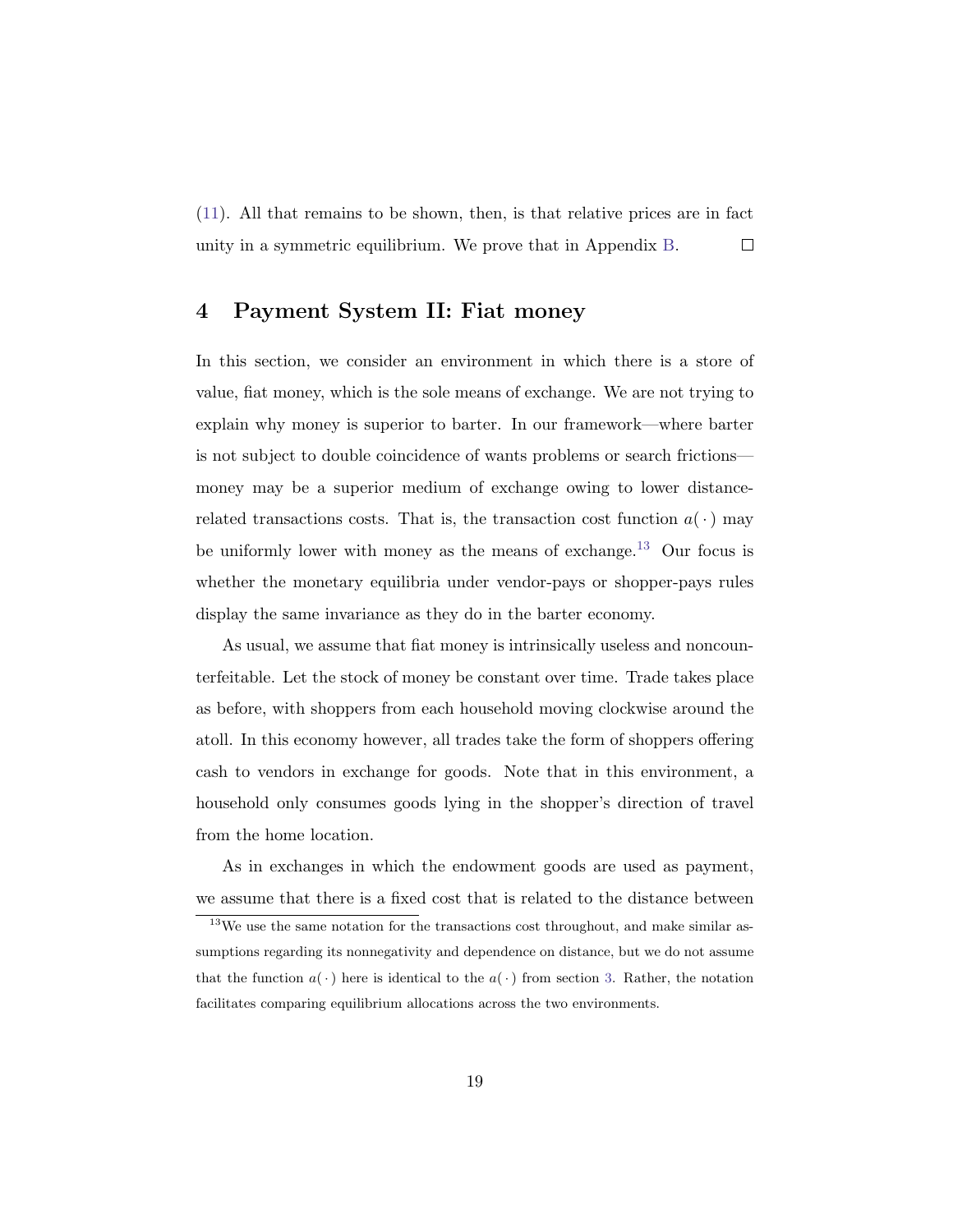(11). All that remains to be shown, then, is that relative prices are in fact unity in a symmetric equilibrium. We prove that in Appendix B. ☐

## 4 Payment System II: Fiat money

In this section, we consider an environment in which there is a store of value, fiat money, which is the sole means of exchange. We are not trying to explain why money is superior to barter. In our framework—where barter is not subject to double coincidence of wants problems or search frictions—money may be a superior medium of exchange owing to lower distance-related transactions costs. That is, the transaction cost function $a(\cdot)$ may be uniformly lower with money as the means of exchange.[13] Our focus is whether the monetary equilibria under vendor-pays or shopper-pays rules display the same invariance as they do in the barter economy.

As usual, we assume that fiat money is intrinsically useless and noncounterfeitable. Let the stock of money be constant over time. Trade takes place as before, with shoppers from each household moving clockwise around the atoll. In this economy however, all trades take the form of shoppers offering cash to vendors in exchange for goods. Note that in this environment, a household only consumes goods lying in the shopper's direction of travel from the home location.

As in exchanges in which the endowment goods are used as payment, we assume that there is a fixed cost that is related to the distance between

[13] We use the same notation for the transactions cost throughout, and make similar assumptions regarding its nonnegativity and dependence on distance, but we do not assume that the function $a(\cdot)$ here is identical to the $a(\cdot)$ from section 3. Rather, the notation facilitates comparing equilibrium allocations across the two environments.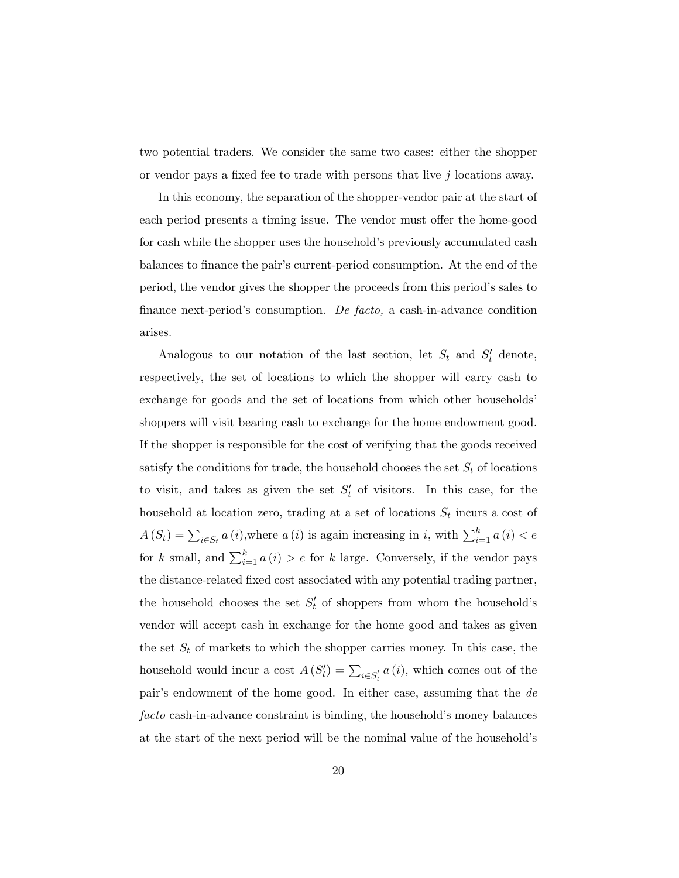two potential traders. We consider the same two cases: either the shopper or vendor pays a fixed fee to trade with persons that live $j$ locations away.

In this economy, the separation of the shopper-vendor pair at the start of each period presents a timing issue. The vendor must offer the home-good for cash while the shopper uses the household's previously accumulated cash balances to finance the pair's current-period consumption. At the end of the period, the vendor gives the shopper the proceeds from this period's sales to finance next-period's consumption. *De facto,* a cash-in-advance condition arises.

Analogous to our notation of the last section, let $S_t$ and $S_t'$ denote, respectively, the set of locations to which the shopper will carry cash to exchange for goods and the set of locations from which other households' shoppers will visit bearing cash to exchange for the home endowment good. If the shopper is responsible for the cost of verifying that the goods received satisfy the conditions for trade, the household chooses the set $S_t$ of locations to visit, and takes as given the set $S_t'$ of visitors. In this case, for the household at location zero, trading at a set of locations $S_t$ incurs a cost of $A(S_t) = \sum_{i \in S_t} a(i)$,where $a(i)$ is again increasing in $i$, with $\sum_{i=1}^{k} a(i) < e$ for $k$ small, and $\sum_{i=1}^{k} a(i) > e$ for $k$ large. Conversely, if the vendor pays the distance-related fixed cost associated with any potential trading partner, the household chooses the set $S_t'$ of shoppers from whom the household's vendor will accept cash in exchange for the home good and takes as given the set $S_t$ of markets to which the shopper carries money. In this case, the household would incur a cost $A(S_t') = \sum_{i \in S_t'} a(i)$, which comes out of the pair's endowment of the home good. In either case, assuming that the *de facto* cash-in-advance constraint is binding, the household's money balances at the start of the next period will be the nominal value of the household's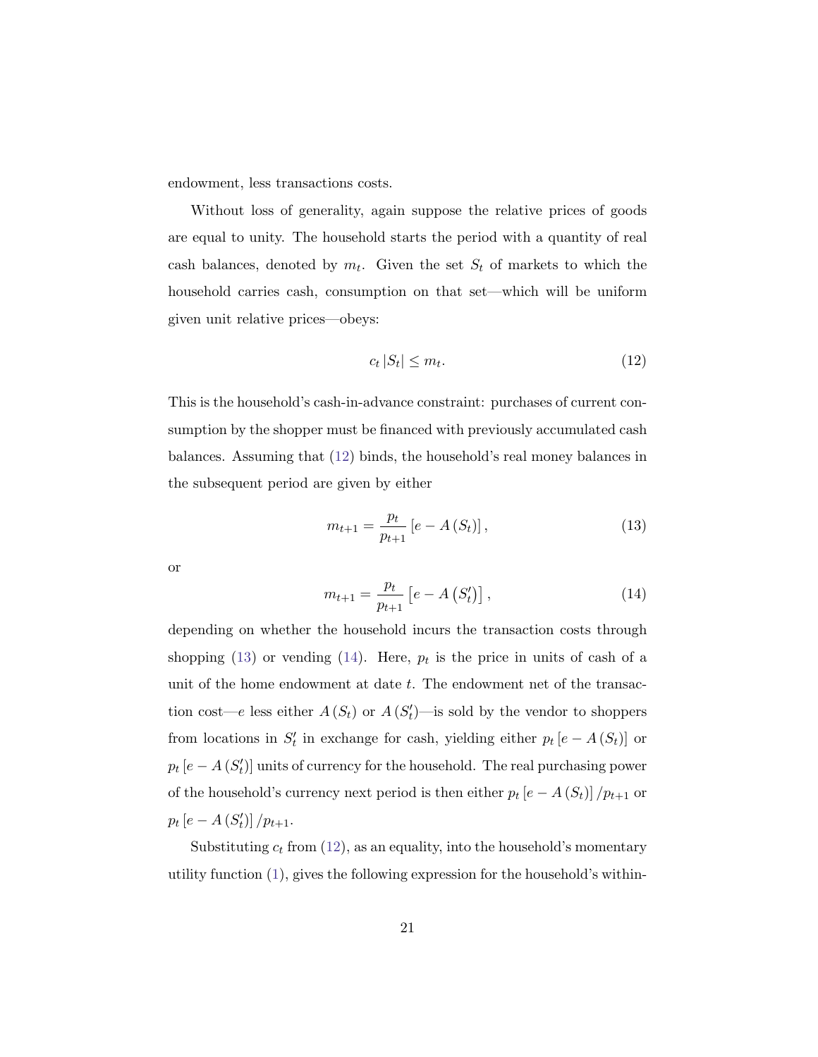endowment, less transactions costs.

Without loss of generality, again suppose the relative prices of goods are equal to unity. The household starts the period with a quantity of real cash balances, denoted by $m_t$. Given the set $S_t$ of markets to which the household carries cash, consumption on that set—which will be uniform given unit relative prices—obeys:

$$c_t |S_t| \leq m_t. \tag{12}$$

This is the household's cash-in-advance constraint: purchases of current consumption by the shopper must be financed with previously accumulated cash balances. Assuming that (12) binds, the household's real money balances in the subsequent period are given by either

$$m_{t+1} = \frac{p_t}{p_{t+1}} \left[ e - A(S_t) \right], \tag{13}$$

or

$$m_{t+1} = \frac{p_t}{p_{t+1}} \left[ e - A(S_t') \right], \tag{14}$$

depending on whether the household incurs the transaction costs through shopping (13) or vending (14). Here, $p_t$ is the price in units of cash of a unit of the home endowment at date $t$. The endowment net of the transaction cost—$e$ less either $A(S_t)$ or $A(S_t')$—is sold by the vendor to shoppers from locations in $S_t'$ in exchange for cash, yielding either $p_t [e - A(S_t)]$ or $p_t [e - A(S_t')]$ units of currency for the household. The real purchasing power of the household's currency next period is then either $p_t [e - A(S_t)] / p_{t+1}$ or $p_t [e - A(S_t')] / p_{t+1}$.

Substituting $c_t$ from (12), as an equality, into the household's momentary utility function (1), gives the following expression for the household's within-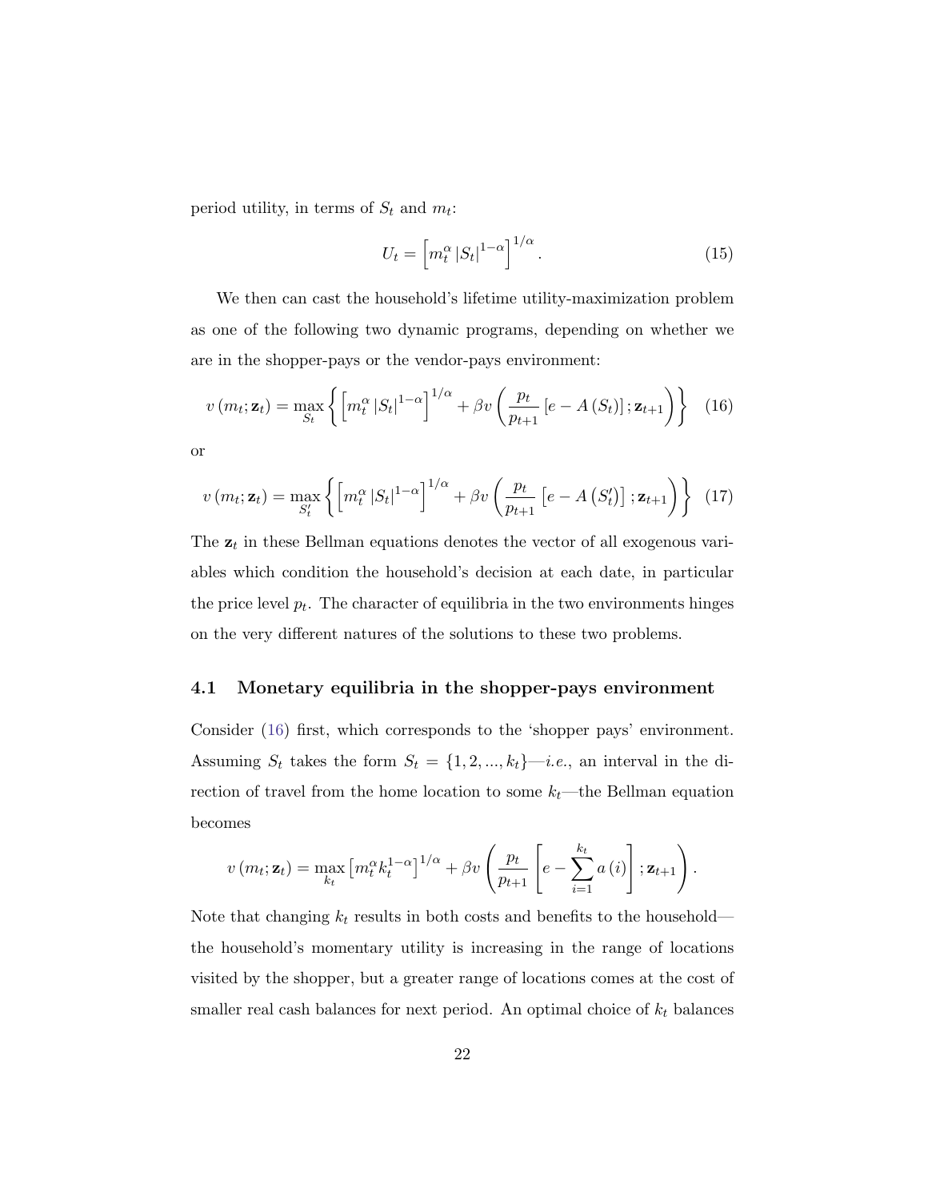period utility, in terms of $S_t$ and $m_t$:

$$U_t = \left[ m_t^{\alpha} \left| S_t \right|^{1-\alpha} \right]^{1/\alpha}. \tag{15}$$

We then can cast the household's lifetime utility-maximization problem as one of the following two dynamic programs, depending on whether we are in the shopper-pays or the vendor-pays environment:

$$v\left(m_t; \mathbf{z}_t\right) = \max_{S_t} \left\{ \left[ m_t^{\alpha} \left| S_t \right|^{1-\alpha} \right]^{1/\alpha} + \beta v\left( \frac{p_t}{p_{t+1}} \left[ e - A\left(S_t\right) \right]; \mathbf{z}_{t+1} \right) \right\} \tag{16}$$

or

$$v\left(m_t; \mathbf{z}_t\right) = \max_{S_t'} \left\{ \left[ m_t^{\alpha} \left| S_t \right|^{1-\alpha} \right]^{1/\alpha} + \beta v\left( \frac{p_t}{p_{t+1}} \left[ e - A\left(S_t'\right) \right]; \mathbf{z}_{t+1} \right) \right\} \tag{17}$$

The $\mathbf{z}_t$ in these Bellman equations denotes the vector of all exogenous variables which condition the household's decision at each date, in particular the price level $p_t$. The character of equilibria in the two environments hinges on the very different natures of the solutions to these two problems.

### 4.1 Monetary equilibria in the shopper-pays environment

Consider (16) first, which corresponds to the 'shopper pays' environment. Assuming $S_t$ takes the form $S_t = \{1, 2, ..., k_t\}$—*i.e.*, an interval in the direction of travel from the home location to some $k_t$—the Bellman equation becomes

$$v\left(m_t; \mathbf{z}_t\right) = \max_{k_t} \left[ m_t^{\alpha} k_t^{1-\alpha} \right]^{1/\alpha} + \beta v\left( \frac{p_t}{p_{t+1}} \left[ e - \sum_{i=1}^{k_t} a\left(i\right) \right]; \mathbf{z}_{t+1} \right).$$

Note that changing $k_t$ results in both costs and benefits to the household—the household's momentary utility is increasing in the range of locations visited by the shopper, but a greater range of locations comes at the cost of smaller real cash balances for next period. An optimal choice of $k_t$ balances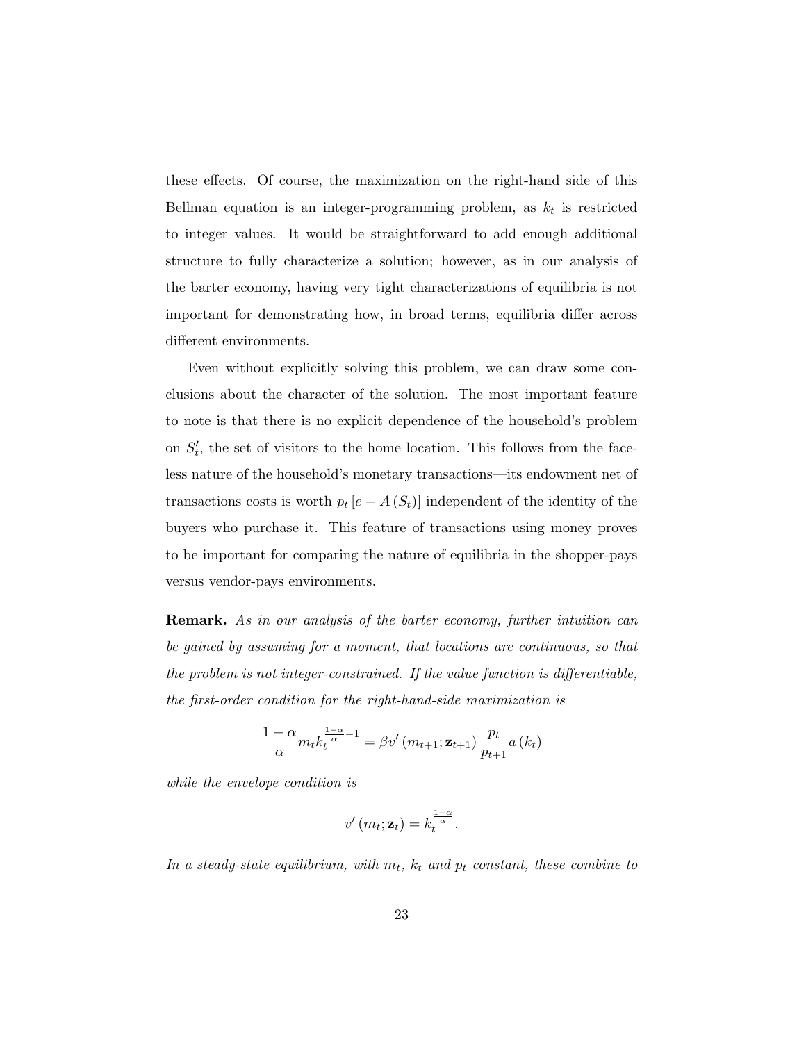these effects. Of course, the maximization on the right-hand side of this Bellman equation is an integer-programming problem, as $k_t$ is restricted to integer values. It would be straightforward to add enough additional structure to fully characterize a solution; however, as in our analysis of the barter economy, having very tight characterizations of equilibria is not important for demonstrating how, in broad terms, equilibria differ across different environments.

Even without explicitly solving this problem, we can draw some conclusions about the character of the solution. The most important feature to note is that there is no explicit dependence of the household's problem on $S_t'$, the set of visitors to the home location. This follows from the faceless nature of the household's monetary transactions—its endowment net of transactions costs is worth $p_t [e - A(S_t)]$ independent of the identity of the buyers who purchase it. This feature of transactions using money proves to be important for comparing the nature of equilibria in the shopper-pays versus vendor-pays environments.

**Remark.** *As in our analysis of the barter economy, further intuition can be gained by assuming for a moment, that locations are continuous, so that the problem is not integer-constrained. If the value function is differentiable, the first-order condition for the right-hand-side maximization is*

$$\frac{1-\alpha}{\alpha} m_t k_t^{\frac{1-\alpha}{\alpha}-1} = \beta v'(m_{t+1}; \mathbf{z}_{t+1}) \frac{p_t}{p_{t+1}} a(k_t)$$

*while the envelope condition is*

$$v'(m_t; \mathbf{z}_t) = k_t^{\frac{1-\alpha}{\alpha}}.$$

*In a steady-state equilibrium, with $m_t$, $k_t$ and $p_t$ constant, these combine to*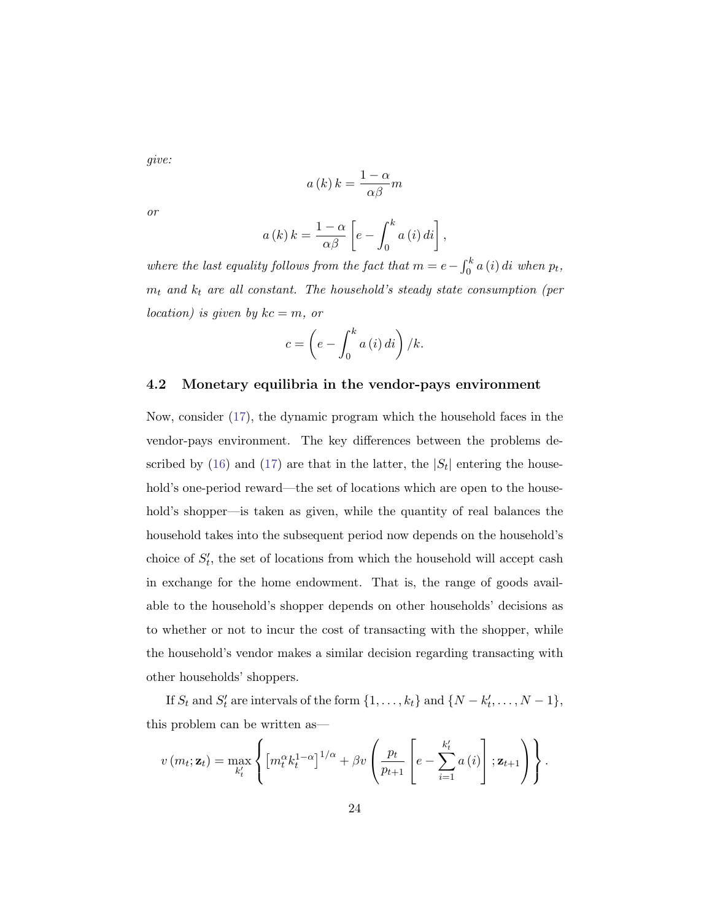*give:*

$$a(k)\,k = \frac{1-\alpha}{\alpha\beta} m$$

*or*

$$a(k)\,k = \frac{1-\alpha}{\alpha\beta}\left[e - \int_0^k a(i)\,di\right],$$

*where the last equality follows from the fact that $m = e - \int_0^k a(i)\,di$ when $p_t$, $m_t$ and $k_t$ are all constant. The household's steady state consumption (per location) is given by $kc = m$, or*

$$c = \left(e - \int_0^k a(i)\,di\right)/k.$$

### 4.2 Monetary equilibria in the vendor-pays environment

Now, consider (17), the dynamic program which the household faces in the vendor-pays environment. The key differences between the problems described by (16) and (17) are that in the latter, the $|S_t|$ entering the household's one-period reward—the set of locations which are open to the household's shopper—is taken as given, while the quantity of real balances the household takes into the subsequent period now depends on the household's choice of $S_t'$, the set of locations from which the household will accept cash in exchange for the home endowment. That is, the range of goods available to the household's shopper depends on other households' decisions as to whether or not to incur the cost of transacting with the shopper, while the household's vendor makes a similar decision regarding transacting with other households' shoppers.

If $S_t$ and $S_t'$ are intervals of the form $\{1, \ldots, k_t\}$ and $\{N - k_t', \ldots, N-1\}$, this problem can be written as—

$$v(m_t; \mathbf{z}_t) = \max_{k_t'} \left\{ \left[m_t^{\alpha} k_t^{1-\alpha}\right]^{1/\alpha} + \beta v\left(\frac{p_t}{p_{t+1}}\left[e - \sum_{i=1}^{k_t'} a(i)\right]; \mathbf{z}_{t+1}\right)\right\}.$$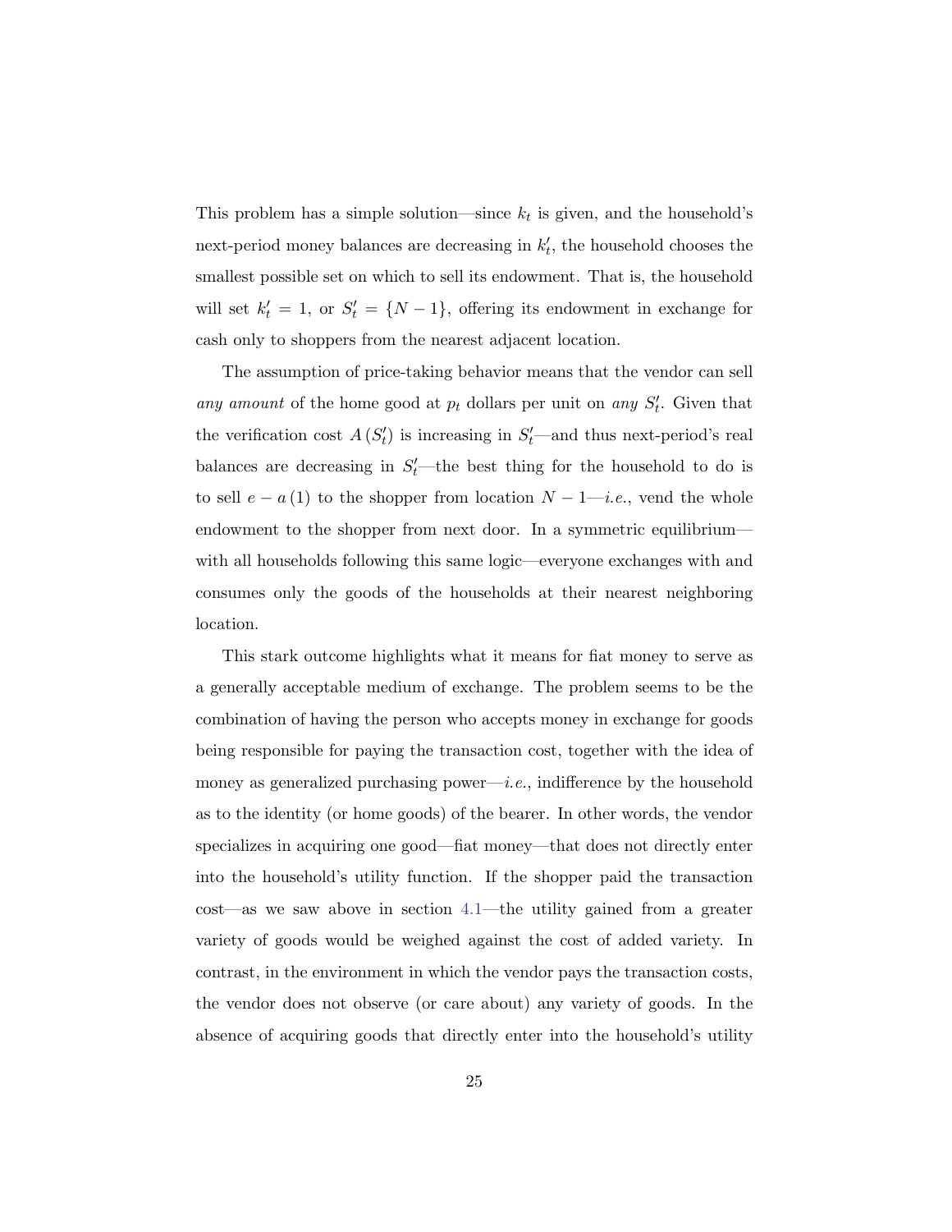This problem has a simple solution—since $k_t$ is given, and the household's next-period money balances are decreasing in $k_t'$, the household chooses the smallest possible set on which to sell its endowment. That is, the household will set $k_t' = 1$, or $S_t' = \{N-1\}$, offering its endowment in exchange for cash only to shoppers from the nearest adjacent location.

The assumption of price-taking behavior means that the vendor can sell *any amount* of the home good at $p_t$ dollars per unit on *any* $S_t'$. Given that the verification cost $A(S_t')$ is increasing in $S_t'$—and thus next-period's real balances are decreasing in $S_t'$—the best thing for the household to do is to sell $e - a(1)$ to the shopper from location $N-1$—*i.e.*, vend the whole endowment to the shopper from next door. In a symmetric equilibrium—with all households following this same logic—everyone exchanges with and consumes only the goods of the households at their nearest neighboring location.

This stark outcome highlights what it means for fiat money to serve as a generally acceptable medium of exchange. The problem seems to be the combination of having the person who accepts money in exchange for goods being responsible for paying the transaction cost, together with the idea of money as generalized purchasing power—*i.e.*, indifference by the household as to the identity (or home goods) of the bearer. In other words, the vendor specializes in acquiring one good—fiat money—that does not directly enter into the household's utility function. If the shopper paid the transaction cost—as we saw above in section 4.1—the utility gained from a greater variety of goods would be weighed against the cost of added variety. In contrast, in the environment in which the vendor pays the transaction costs, the vendor does not observe (or care about) any variety of goods. In the absence of acquiring goods that directly enter into the household's utility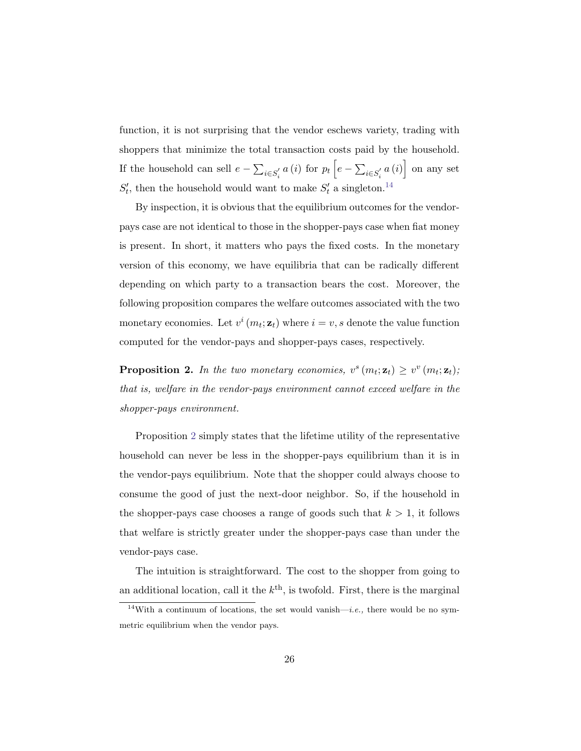function, it is not surprising that the vendor eschews variety, trading with shoppers that minimize the total transaction costs paid by the household. If the household can sell $e - \sum_{i \in S_i'} a(i)$ for $p_t \left[ e - \sum_{i \in S_i'} a(i) \right]$ on any set $S_t'$, then the household would want to make $S_t'$ a singleton.[14]

By inspection, it is obvious that the equilibrium outcomes for the vendor-pays case are not identical to those in the shopper-pays case when fiat money is present. In short, it matters who pays the fixed costs. In the monetary version of this economy, we have equilibria that can be radically different depending on which party to a transaction bears the cost. Moreover, the following proposition compares the welfare outcomes associated with the two monetary economies. Let $v^i(m_t; \mathbf{z}_t)$ where $i = v, s$ denote the value function computed for the vendor-pays and shopper-pays cases, respectively.

**Proposition 2.** *In the two monetary economies, $v^s(m_t; \mathbf{z}_t) \geq v^v(m_t; \mathbf{z}_t)$; that is, welfare in the vendor-pays environment cannot exceed welfare in the shopper-pays environment.*

Proposition 2 simply states that the lifetime utility of the representative household can never be less in the shopper-pays equilibrium than it is in the vendor-pays equilibrium. Note that the shopper could always choose to consume the good of just the next-door neighbor. So, if the household in the shopper-pays case chooses a range of goods such that $k > 1$, it follows that welfare is strictly greater under the shopper-pays case than under the vendor-pays case.

The intuition is straightforward. The cost to the shopper from going to an additional location, call it the $k^{\text{th}}$, is twofold. First, there is the marginal

[14] With a continuum of locations, the set would vanish—*i.e.,* there would be no symmetric equilibrium when the vendor pays.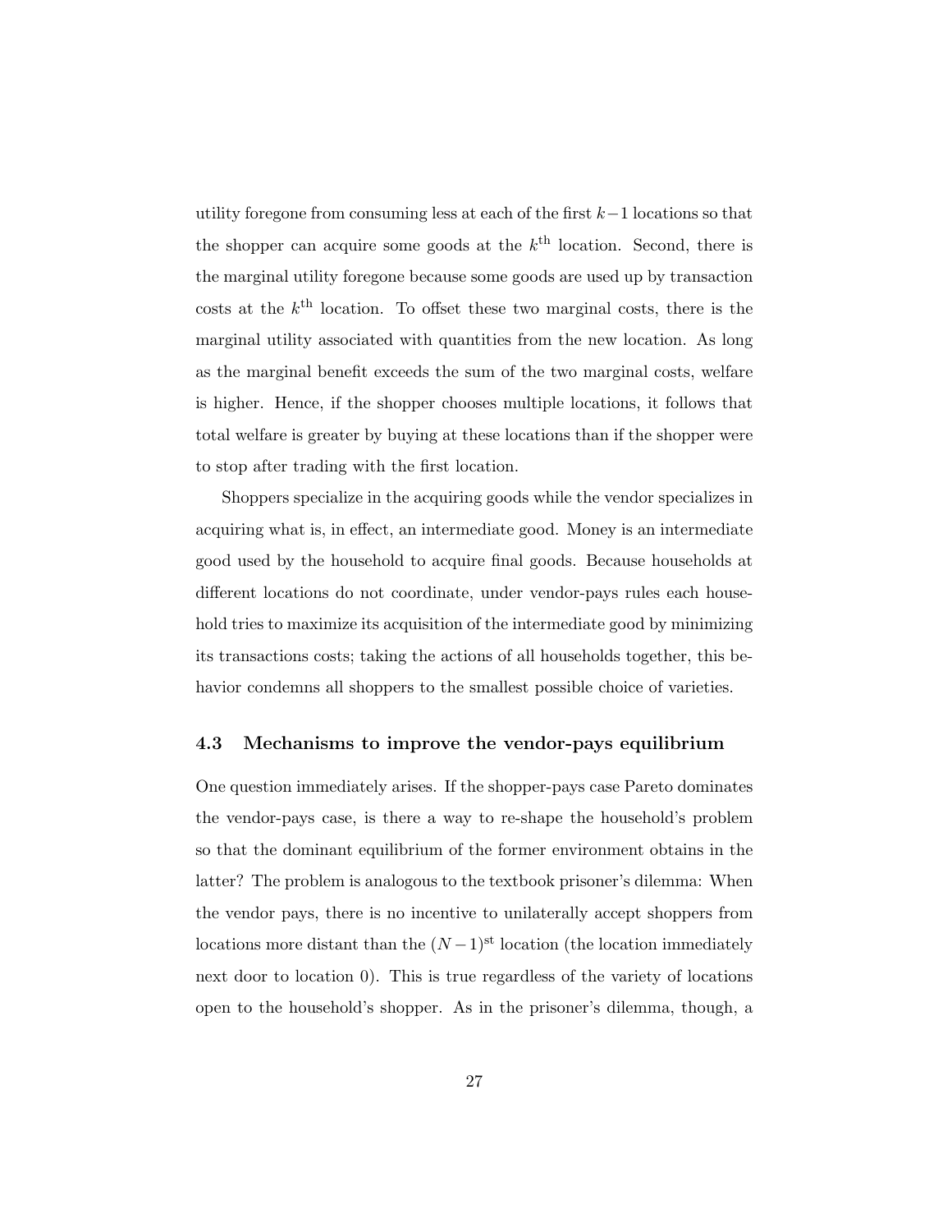utility foregone from consuming less at each of the first $k-1$ locations so that the shopper can acquire some goods at the $k^{\text{th}}$ location. Second, there is the marginal utility foregone because some goods are used up by transaction costs at the $k^{\text{th}}$ location. To offset these two marginal costs, there is the marginal utility associated with quantities from the new location. As long as the marginal benefit exceeds the sum of the two marginal costs, welfare is higher. Hence, if the shopper chooses multiple locations, it follows that total welfare is greater by buying at these locations than if the shopper were to stop after trading with the first location.

Shoppers specialize in the acquiring goods while the vendor specializes in acquiring what is, in effect, an intermediate good. Money is an intermediate good used by the household to acquire final goods. Because households at different locations do not coordinate, under vendor-pays rules each household tries to maximize its acquisition of the intermediate good by minimizing its transactions costs; taking the actions of all households together, this behavior condemns all shoppers to the smallest possible choice of varieties.

### 4.3 Mechanisms to improve the vendor-pays equilibrium

One question immediately arises. If the shopper-pays case Pareto dominates the vendor-pays case, is there a way to re-shape the household's problem so that the dominant equilibrium of the former environment obtains in the latter? The problem is analogous to the textbook prisoner's dilemma: When the vendor pays, there is no incentive to unilaterally accept shoppers from locations more distant than the $(N-1)^{\text{st}}$ location (the location immediately next door to location 0). This is true regardless of the variety of locations open to the household's shopper. As in the prisoner's dilemma, though, a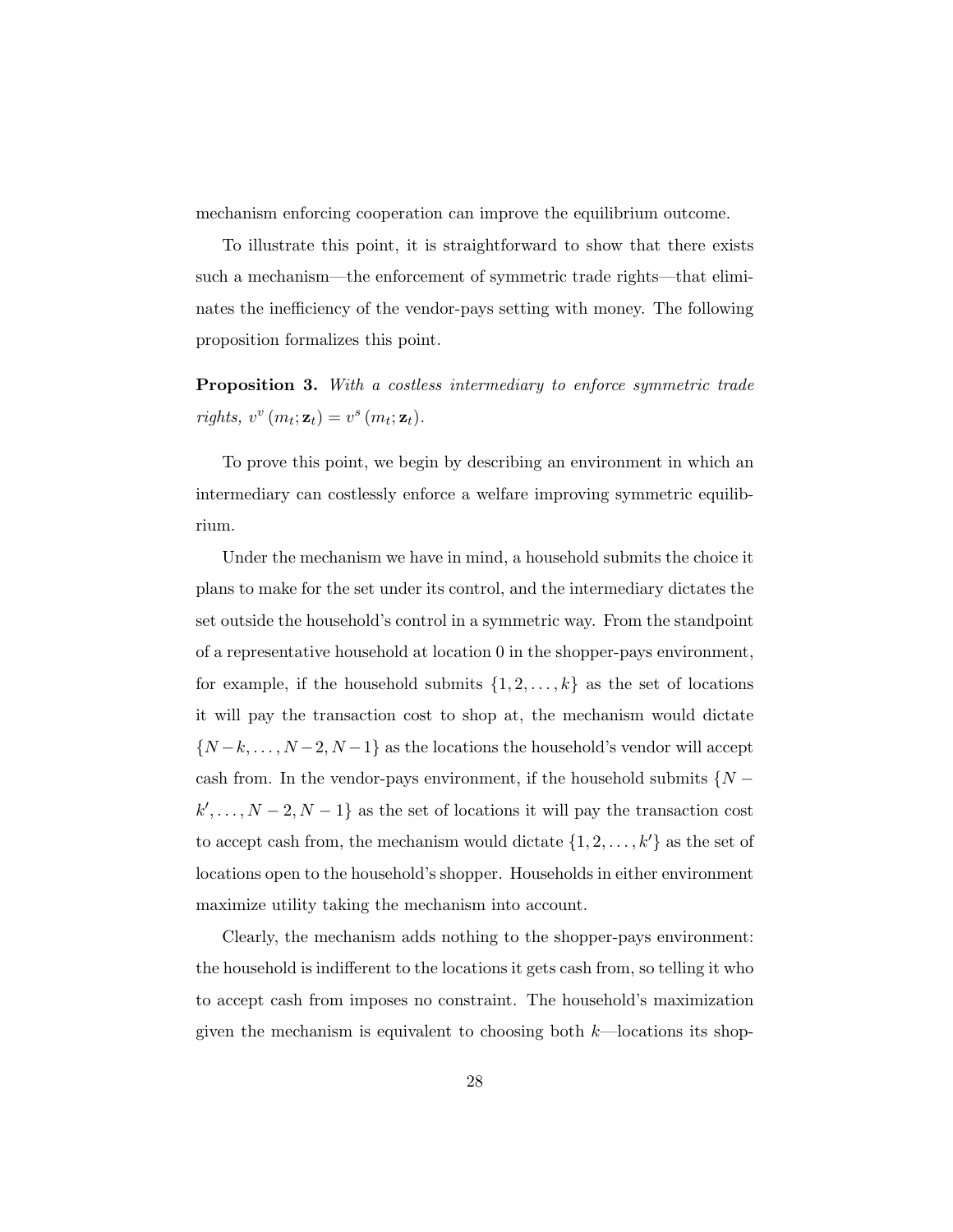mechanism enforcing cooperation can improve the equilibrium outcome.

To illustrate this point, it is straightforward to show that there exists such a mechanism—the enforcement of symmetric trade rights—that eliminates the inefficiency of the vendor-pays setting with money. The following proposition formalizes this point.

**Proposition 3.** *With a costless intermediary to enforce symmetric trade rights,* $v^v(m_t; \mathbf{z}_t) = v^s(m_t; \mathbf{z}_t)$.

To prove this point, we begin by describing an environment in which an intermediary can costlessly enforce a welfare improving symmetric equilibrium.

Under the mechanism we have in mind, a household submits the choice it plans to make for the set under its control, and the intermediary dictates the set outside the household's control in a symmetric way. From the standpoint of a representative household at location 0 in the shopper-pays environment, for example, if the household submits $\{1, 2, \ldots, k\}$ as the set of locations it will pay the transaction cost to shop at, the mechanism would dictate $\{N-k, \ldots, N-2, N-1\}$ as the locations the household's vendor will accept cash from. In the vendor-pays environment, if the household submits $\{N - k', \ldots, N-2, N-1\}$ as the set of locations it will pay the transaction cost to accept cash from, the mechanism would dictate $\{1, 2, \ldots, k'\}$ as the set of locations open to the household's shopper. Households in either environment maximize utility taking the mechanism into account.

Clearly, the mechanism adds nothing to the shopper-pays environment: the household is indifferent to the locations it gets cash from, so telling it who to accept cash from imposes no constraint. The household's maximization given the mechanism is equivalent to choosing both $k$—locations its shop-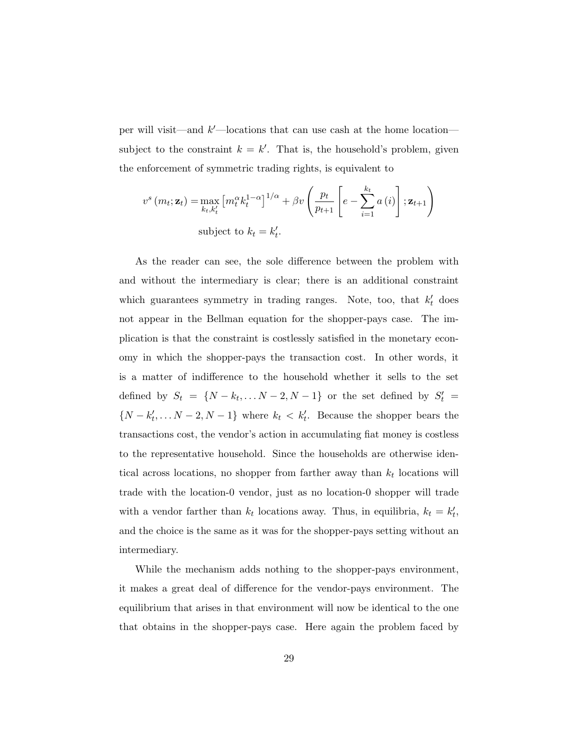per will visit—and $k'$—locations that can use cash at the home location—subject to the constraint $k = k'$. That is, the household's problem, given the enforcement of symmetric trading rights, is equivalent to

$$v^s(m_t; \mathbf{z}_t) = \max_{k_t, k_t'} \left[m_t^{\alpha} k_t^{1-\alpha}\right]^{1/\alpha} + \beta v \left( \frac{p_t}{p_{t+1}} \left[ e - \sum_{i=1}^{k_t} a(i) \right]; \mathbf{z}_{t+1} \right)$$

$$\text{subject to } k_t = k_t'.$$

As the reader can see, the sole difference between the problem with and without the intermediary is clear; there is an additional constraint which guarantees symmetry in trading ranges. Note, too, that $k_t'$ does not appear in the Bellman equation for the shopper-pays case. The implication is that the constraint is costlessly satisfied in the monetary economy in which the shopper-pays the transaction cost. In other words, it is a matter of indifference to the household whether it sells to the set defined by $S_t = \{N - k_t, \ldots N-2, N-1\}$ or the set defined by $S_t' = \{N - k_t', \ldots N-2, N-1\}$ where $k_t < k_t'$. Because the shopper bears the transactions cost, the vendor's action in accumulating fiat money is costless to the representative household. Since the households are otherwise identical across locations, no shopper from farther away than $k_t$ locations will trade with the location-0 vendor, just as no location-0 shopper will trade with a vendor farther than $k_t$ locations away. Thus, in equilibria, $k_t = k_t'$, and the choice is the same as it was for the shopper-pays setting without an intermediary.

While the mechanism adds nothing to the shopper-pays environment, it makes a great deal of difference for the vendor-pays environment. The equilibrium that arises in that environment will now be identical to the one that obtains in the shopper-pays case. Here again the problem faced by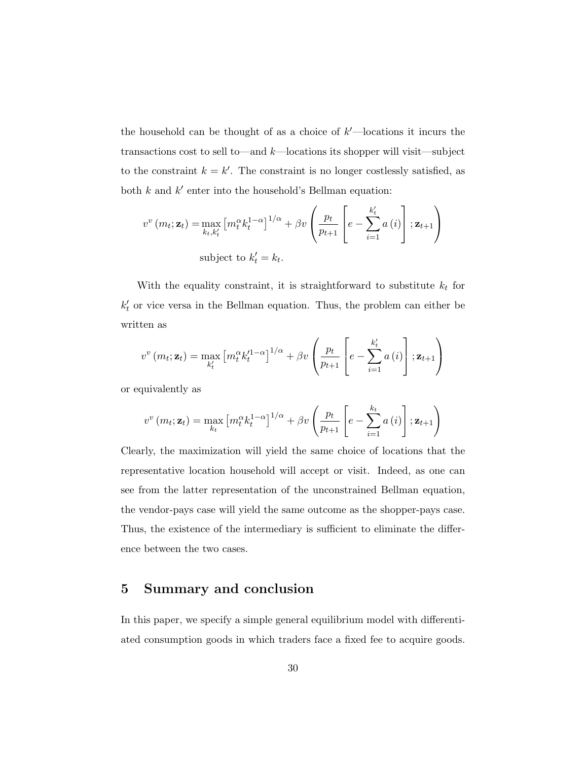the household can be thought of as a choice of $k'$—locations it incurs the transactions cost to sell to—and $k$—locations its shopper will visit—subject to the constraint $k = k'$. The constraint is no longer costlessly satisfied, as both $k$ and $k'$ enter into the household's Bellman equation:

$$v^v(m_t; \mathbf{z}_t) = \max_{k_t, k_t'} \left[ m_t^{\alpha} k_t^{1-\alpha} \right]^{1/\alpha} + \beta v \left( \frac{p_t}{p_{t+1}} \left[ e - \sum_{i=1}^{k_t'} a(i) \right]; \mathbf{z}_{t+1} \right)$$

$$\text{subject to } k_t' = k_t.$$

With the equality constraint, it is straightforward to substitute $k_t$ for $k_t'$ or vice versa in the Bellman equation. Thus, the problem can either be written as

$$v^v(m_t; \mathbf{z}_t) = \max_{k_t'} \left[ m_t^{\alpha} k_t'^{1-\alpha} \right]^{1/\alpha} + \beta v \left( \frac{p_t}{p_{t+1}} \left[ e - \sum_{i=1}^{k_t'} a(i) \right]; \mathbf{z}_{t+1} \right)$$

or equivalently as

$$v^v(m_t; \mathbf{z}_t) = \max_{k_t} \left[ m_t^{\alpha} k_t^{1-\alpha} \right]^{1/\alpha} + \beta v \left( \frac{p_t}{p_{t+1}} \left[ e - \sum_{i=1}^{k_t} a(i) \right]; \mathbf{z}_{t+1} \right)$$

Clearly, the maximization will yield the same choice of locations that the representative location household will accept or visit. Indeed, as one can see from the latter representation of the unconstrained Bellman equation, the vendor-pays case will yield the same outcome as the shopper-pays case. Thus, the existence of the intermediary is sufficient to eliminate the difference between the two cases.

## 5 Summary and conclusion

In this paper, we specify a simple general equilibrium model with differentiated consumption goods in which traders face a fixed fee to acquire goods.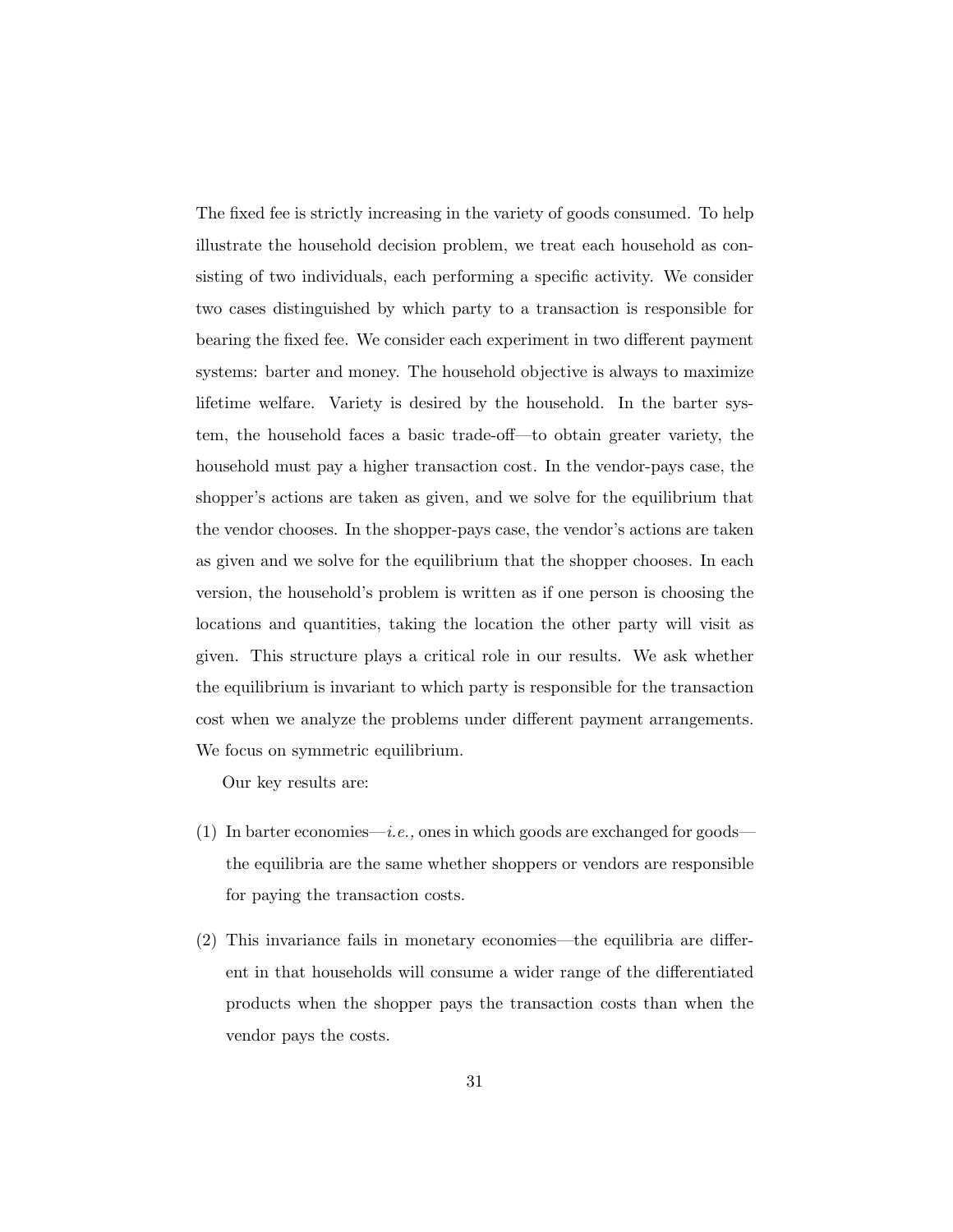The fixed fee is strictly increasing in the variety of goods consumed. To help illustrate the household decision problem, we treat each household as consisting of two individuals, each performing a specific activity. We consider two cases distinguished by which party to a transaction is responsible for bearing the fixed fee. We consider each experiment in two different payment systems: barter and money. The household objective is always to maximize lifetime welfare. Variety is desired by the household. In the barter system, the household faces a basic trade-off—to obtain greater variety, the household must pay a higher transaction cost. In the vendor-pays case, the shopper's actions are taken as given, and we solve for the equilibrium that the vendor chooses. In the shopper-pays case, the vendor's actions are taken as given and we solve for the equilibrium that the shopper chooses. In each version, the household's problem is written as if one person is choosing the locations and quantities, taking the location the other party will visit as given. This structure plays a critical role in our results. We ask whether the equilibrium is invariant to which party is responsible for the transaction cost when we analyze the problems under different payment arrangements. We focus on symmetric equilibrium.

Our key results are:

(1) In barter economies—*i.e.,* ones in which goods are exchanged for goods—the equilibria are the same whether shoppers or vendors are responsible for paying the transaction costs.

(2) This invariance fails in monetary economies—the equilibria are different in that households will consume a wider range of the differentiated products when the shopper pays the transaction costs than when the vendor pays the costs.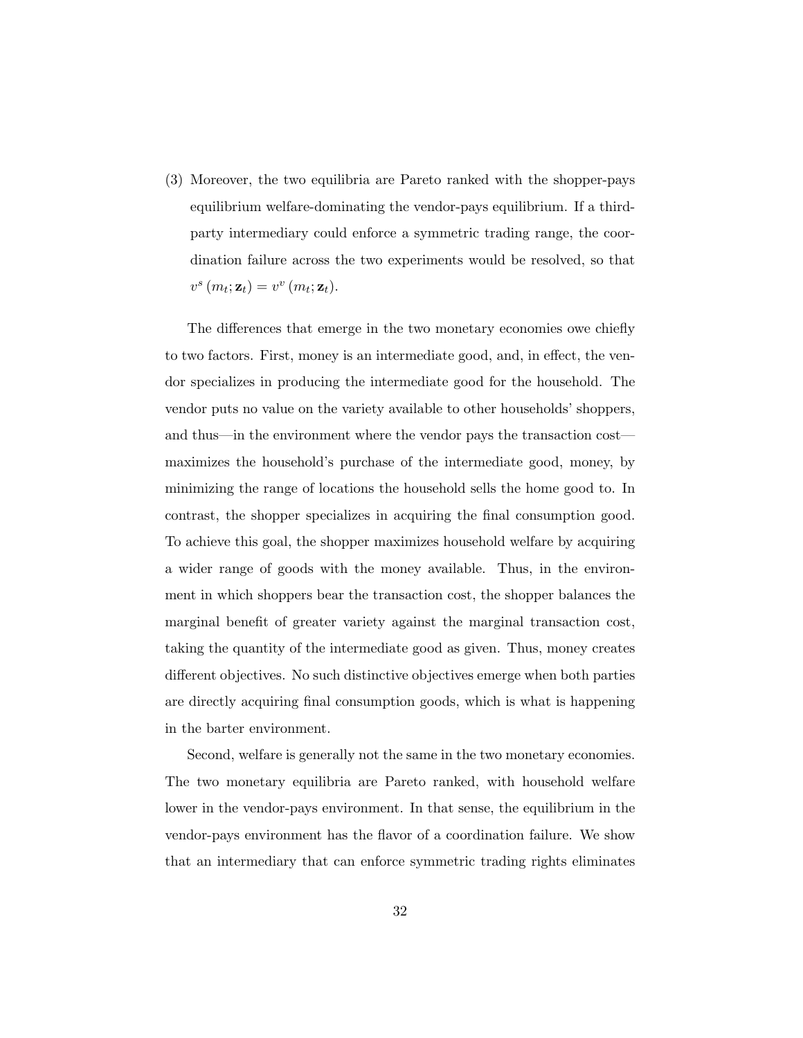(3) Moreover, the two equilibria are Pareto ranked with the shopper-pays equilibrium welfare-dominating the vendor-pays equilibrium. If a third-party intermediary could enforce a symmetric trading range, the coordination failure across the two experiments would be resolved, so that $v^s(m_t; \mathbf{z}_t) = v^v(m_t; \mathbf{z}_t)$.

The differences that emerge in the two monetary economies owe chiefly to two factors. First, money is an intermediate good, and, in effect, the vendor specializes in producing the intermediate good for the household. The vendor puts no value on the variety available to other households' shoppers, and thus—in the environment where the vendor pays the transaction cost—maximizes the household's purchase of the intermediate good, money, by minimizing the range of locations the household sells the home good to. In contrast, the shopper specializes in acquiring the final consumption good. To achieve this goal, the shopper maximizes household welfare by acquiring a wider range of goods with the money available. Thus, in the environment in which shoppers bear the transaction cost, the shopper balances the marginal benefit of greater variety against the marginal transaction cost, taking the quantity of the intermediate good as given. Thus, money creates different objectives. No such distinctive objectives emerge when both parties are directly acquiring final consumption goods, which is what is happening in the barter environment.

Second, welfare is generally not the same in the two monetary economies. The two monetary equilibria are Pareto ranked, with household welfare lower in the vendor-pays environment. In that sense, the equilibrium in the vendor-pays environment has the flavor of a coordination failure. We show that an intermediary that can enforce symmetric trading rights eliminates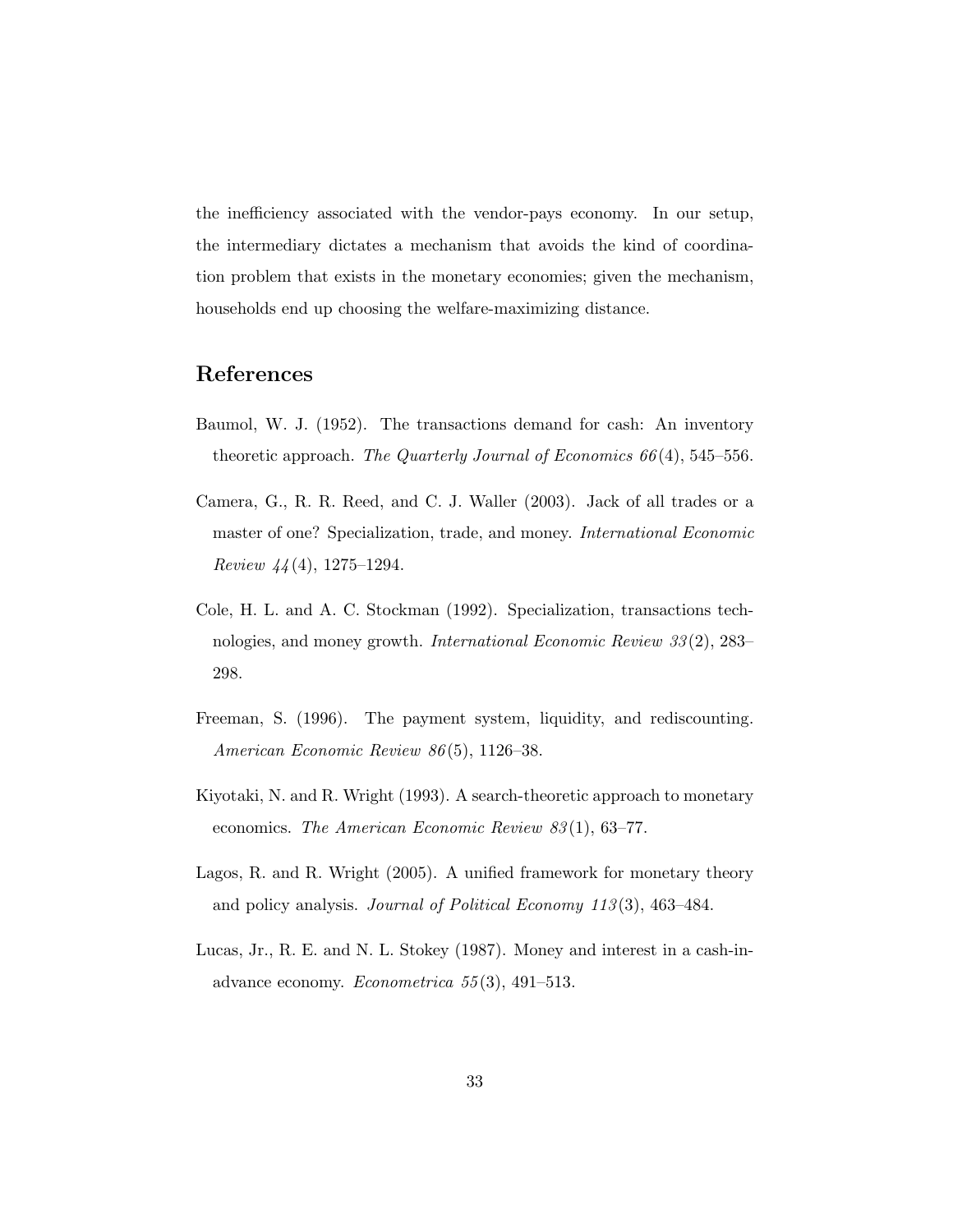the inefficiency associated with the vendor-pays economy. In our setup, the intermediary dictates a mechanism that avoids the kind of coordination problem that exists in the monetary economies; given the mechanism, households end up choosing the welfare-maximizing distance.

## References

Baumol, W. J. (1952). The transactions demand for cash: An inventory theoretic approach. *The Quarterly Journal of Economics 66*(4), 545–556.

Camera, G., R. R. Reed, and C. J. Waller (2003). Jack of all trades or a master of one? Specialization, trade, and money. *International Economic Review 44*(4), 1275–1294.

Cole, H. L. and A. C. Stockman (1992). Specialization, transactions technologies, and money growth. *International Economic Review 33*(2), 283–298.

Freeman, S. (1996). The payment system, liquidity, and rediscounting. *American Economic Review 86*(5), 1126–38.

Kiyotaki, N. and R. Wright (1993). A search-theoretic approach to monetary economics. *The American Economic Review 83*(1), 63–77.

Lagos, R. and R. Wright (2005). A unified framework for monetary theory and policy analysis. *Journal of Political Economy 113*(3), 463–484.

Lucas, Jr., R. E. and N. L. Stokey (1987). Money and interest in a cash-in-advance economy. *Econometrica 55*(3), 491–513.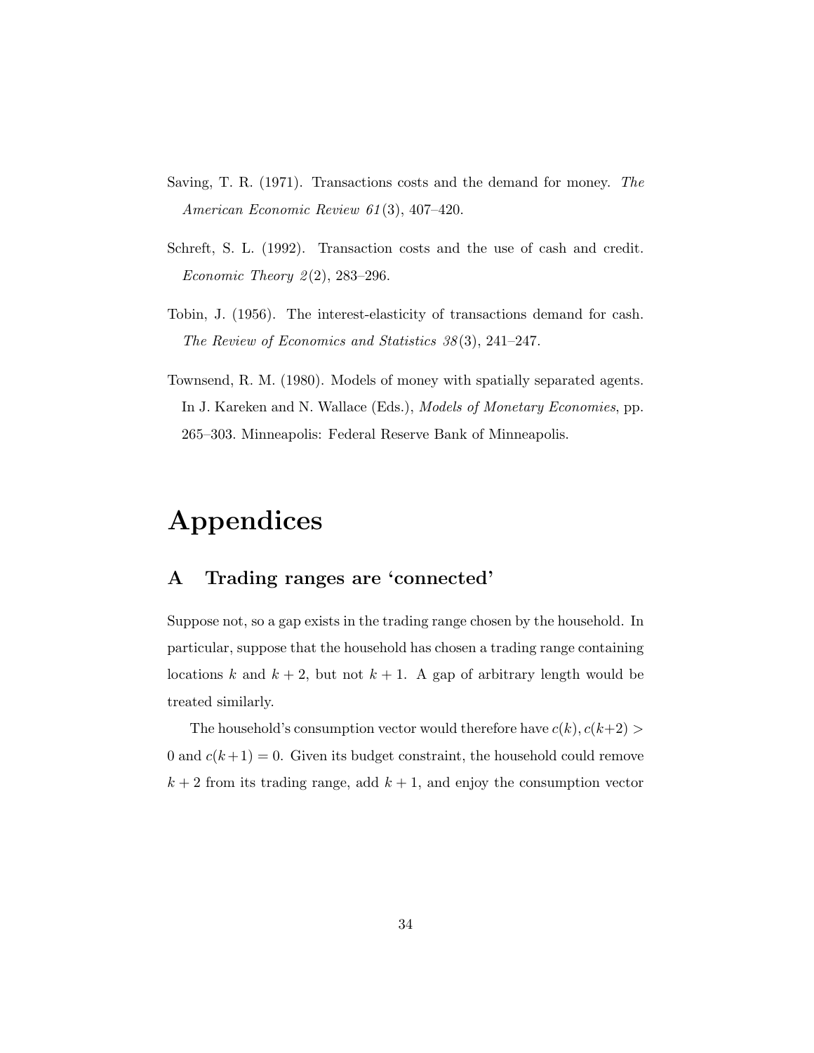Saving, T. R. (1971). Transactions costs and the demand for money. *The American Economic Review 61*(3), 407–420.

Schreft, S. L. (1992). Transaction costs and the use of cash and credit. *Economic Theory 2*(2), 283–296.

Tobin, J. (1956). The interest-elasticity of transactions demand for cash. *The Review of Economics and Statistics 38*(3), 241–247.

Townsend, R. M. (1980). Models of money with spatially separated agents. In J. Kareken and N. Wallace (Eds.), *Models of Monetary Economies*, pp. 265–303. Minneapolis: Federal Reserve Bank of Minneapolis.

# Appendices

## A Trading ranges are 'connected'

Suppose not, so a gap exists in the trading range chosen by the household. In particular, suppose that the household has chosen a trading range containing locations $k$ and $k+2$, but not $k+1$. A gap of arbitrary length would be treated similarly.

The household's consumption vector would therefore have $c(k), c(k+2) > 0$ and $c(k+1) = 0$. Given its budget constraint, the household could remove $k+2$ from its trading range, add $k+1$, and enjoy the consumption vector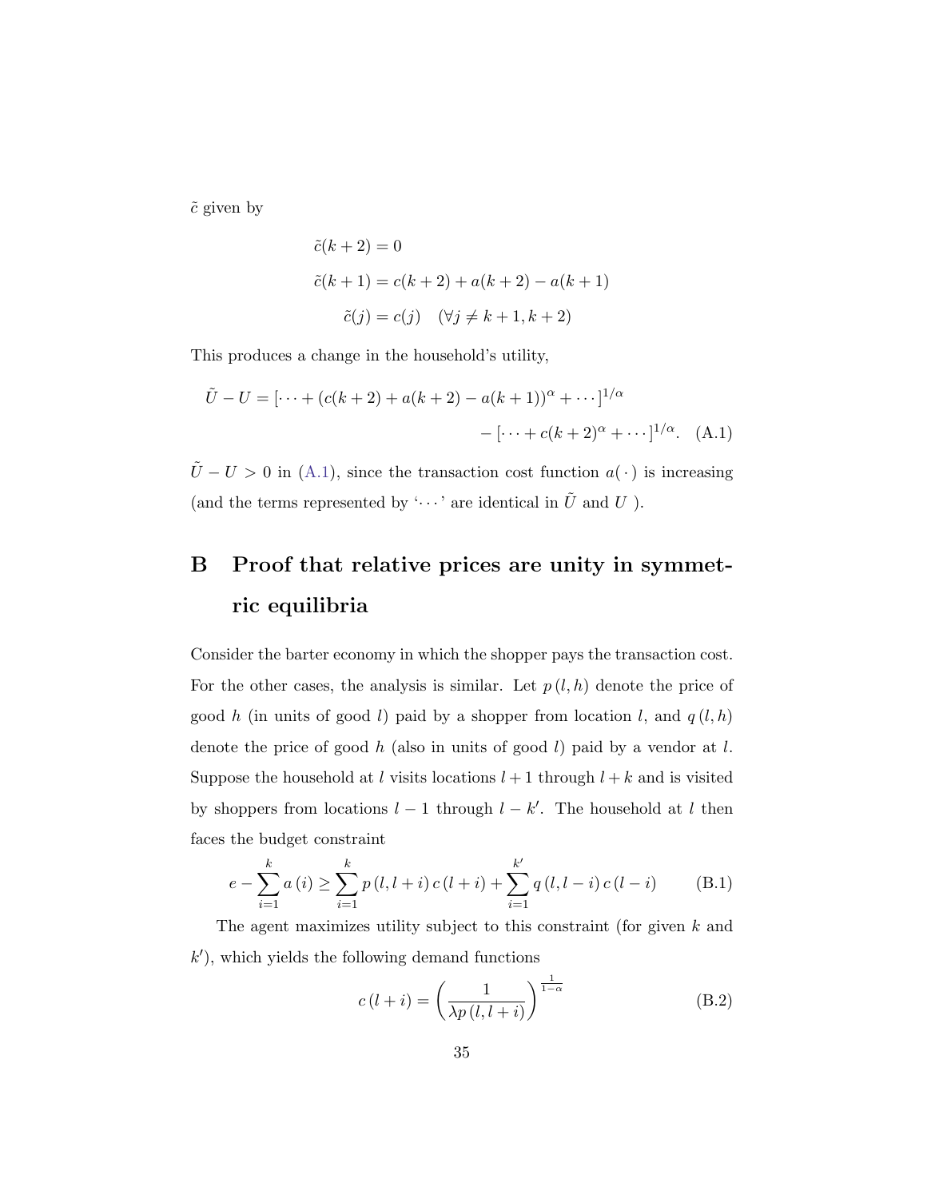$\tilde{c}$ given by

$$\tilde{c}(k+2) = 0$$

$$\tilde{c}(k+1) = c(k+2) + a(k+2) - a(k+1)$$

$$\tilde{c}(j) = c(j) \quad (\forall j \neq k+1, k+2)$$

This produces a change in the household's utility,

$$\tilde{U} - U = [\cdots + (c(k+2) + a(k+2) - a(k+1))^{\alpha} + \cdots]^{1/\alpha} - [\cdots + c(k+2)^{\alpha} + \cdots]^{1/\alpha}. \quad \text{(A.1)}$$

$\tilde{U} - U > 0$ in (A.1), since the transaction cost function $a(\cdot)$ is increasing (and the terms represented by '$\cdots$' are identical in $\tilde{U}$ and $U$ ).

# B Proof that relative prices are unity in symmetric equilibria

Consider the barter economy in which the shopper pays the transaction cost. For the other cases, the analysis is similar. Let $p(l,h)$ denote the price of good $h$ (in units of good $l$) paid by a shopper from location $l$, and $q(l,h)$ denote the price of good $h$ (also in units of good $l$) paid by a vendor at $l$. Suppose the household at $l$ visits locations $l+1$ through $l+k$ and is visited by shoppers from locations $l-1$ through $l-k'$. The household at $l$ then faces the budget constraint

$$e - \sum_{i=1}^{k} a(i) \geq \sum_{i=1}^{k} p(l, l+i)\, c(l+i) + \sum_{i=1}^{k'} q(l, l-i)\, c(l-i) \quad \text{(B.1)}$$

The agent maximizes utility subject to this constraint (for given $k$ and $k'$), which yields the following demand functions

$$c(l+i) = \left( \frac{1}{\lambda p(l, l+i)} \right)^{\frac{1}{1-\alpha}} \quad \text{(B.2)}$$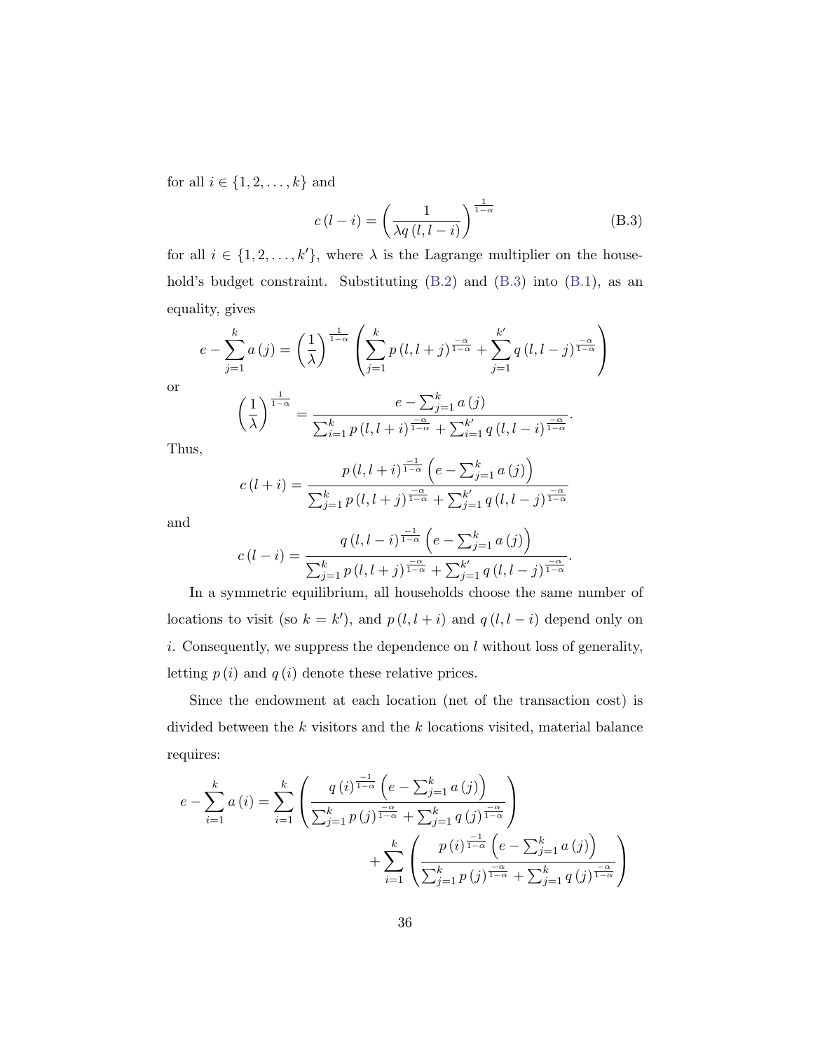for all $i \in \{1, 2, \ldots, k\}$ and

$$c\left(l-i\right)=\left(\frac{1}{\lambda q\left(l,l-i\right)}\right)^{\frac{1}{1-\alpha}} \tag{B.3}$$

for all $i \in \{1, 2, \ldots, k'\}$, where $\lambda$ is the Lagrange multiplier on the household's budget constraint. Substituting (B.2) and (B.3) into (B.1), as an equality, gives

$$e-\sum_{j=1}^{k}a\left(j\right)=\left(\frac{1}{\lambda}\right)^{\frac{1}{1-\alpha}}\left(\sum_{j=1}^{k}p\left(l,l+j\right)^{\frac{-\alpha}{1-\alpha}}+\sum_{j=1}^{k'}q\left(l,l-j\right)^{\frac{-\alpha}{1-\alpha}}\right)$$

or

$$\left(\frac{1}{\lambda}\right)^{\frac{1}{1-\alpha}}=\frac{e-\sum_{j=1}^{k}a\left(j\right)}{\sum_{i=1}^{k}p\left(l,l+i\right)^{\frac{-\alpha}{1-\alpha}}+\sum_{i=1}^{k'}q\left(l,l-i\right)^{\frac{-\alpha}{1-\alpha}}}.$$

Thus,

$$c\left(l+i\right)=\frac{p\left(l,l+i\right)^{\frac{-1}{1-\alpha}}\left(e-\sum_{j=1}^{k}a\left(j\right)\right)}{\sum_{j=1}^{k}p\left(l,l+j\right)^{\frac{-\alpha}{1-\alpha}}+\sum_{j=1}^{k'}q\left(l,l-j\right)^{\frac{-\alpha}{1-\alpha}}}$$

and

$$c\left(l-i\right)=\frac{q\left(l,l-i\right)^{\frac{-1}{1-\alpha}}\left(e-\sum_{j=1}^{k}a\left(j\right)\right)}{\sum_{j=1}^{k}p\left(l,l+j\right)^{\frac{-\alpha}{1-\alpha}}+\sum_{j=1}^{k'}q\left(l,l-j\right)^{\frac{-\alpha}{1-\alpha}}}.$$

In a symmetric equilibrium, all households choose the same number of locations to visit (so $k = k'$), and $p\left(l, l+i\right)$ and $q\left(l, l-i\right)$ depend only on $i$. Consequently, we suppress the dependence on $l$ without loss of generality, letting $p\left(i\right)$ and $q\left(i\right)$ denote these relative prices.

Since the endowment at each location (net of the transaction cost) is divided between the $k$ visitors and the $k$ locations visited, material balance requires:

$$\begin{aligned}
e-\sum_{i=1}^{k}a\left(i\right)=\sum_{i=1}^{k}&\left(\frac{q\left(i\right)^{\frac{-1}{1-\alpha}}\left(e-\sum_{j=1}^{k}a\left(j\right)\right)}{\sum_{j=1}^{k}p\left(j\right)^{\frac{-\alpha}{1-\alpha}}+\sum_{j=1}^{k}q\left(j\right)^{\frac{-\alpha}{1-\alpha}}}\right)\\
&+\sum_{i=1}^{k}\left(\frac{p\left(i\right)^{\frac{-1}{1-\alpha}}\left(e-\sum_{j=1}^{k}a\left(j\right)\right)}{\sum_{j=1}^{k}p\left(j\right)^{\frac{-\alpha}{1-\alpha}}+\sum_{j=1}^{k}q\left(j\right)^{\frac{-\alpha}{1-\alpha}}}\right)
\end{aligned}$$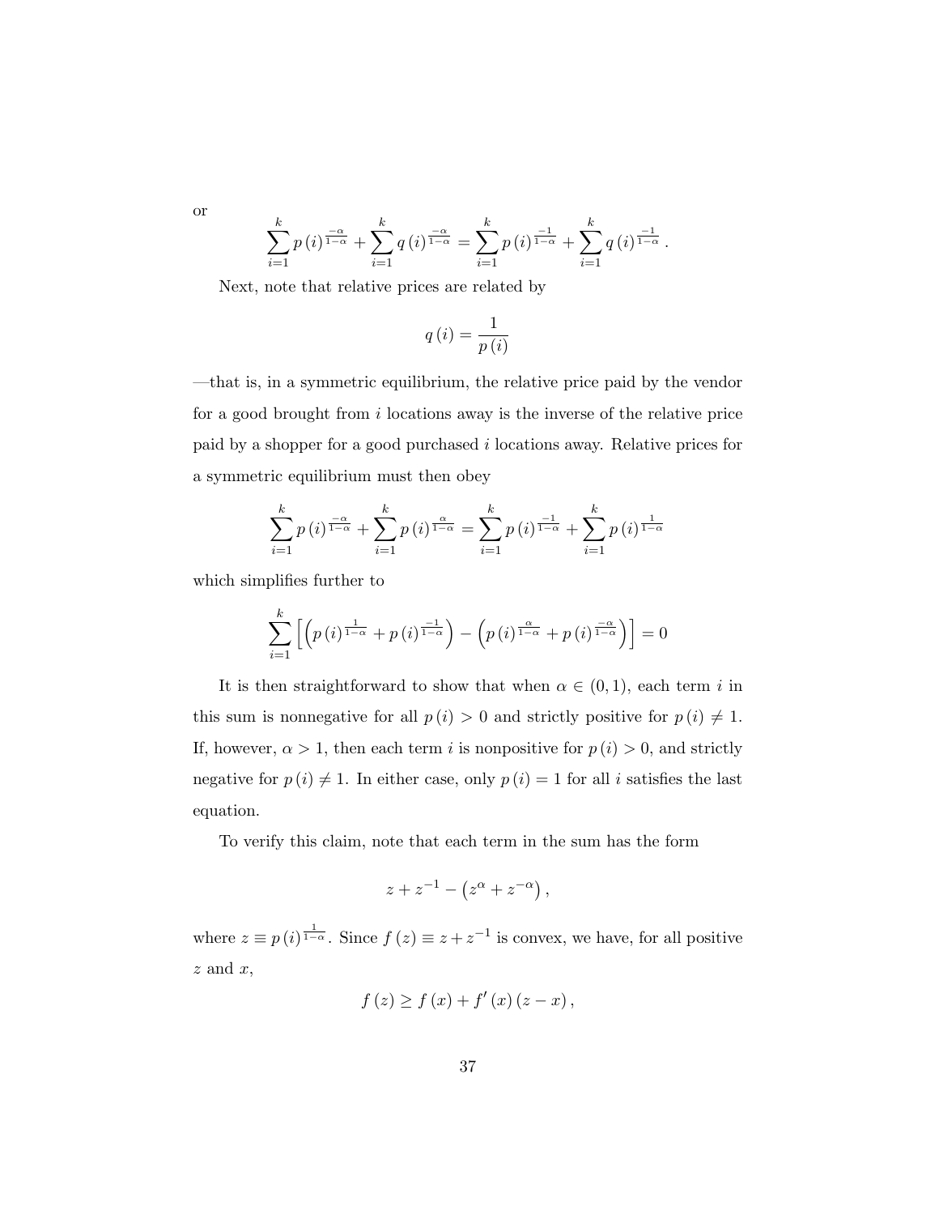or

$$\sum_{i=1}^{k} p\left(i\right)^{\frac{-\alpha}{1-\alpha}} + \sum_{i=1}^{k} q\left(i\right)^{\frac{-\alpha}{1-\alpha}} = \sum_{i=1}^{k} p\left(i\right)^{\frac{-1}{1-\alpha}} + \sum_{i=1}^{k} q\left(i\right)^{\frac{-1}{1-\alpha}}.$$

Next, note that relative prices are related by

$$q\left(i\right) = \frac{1}{p\left(i\right)}$$

—that is, in a symmetric equilibrium, the relative price paid by the vendor for a good brought from $i$ locations away is the inverse of the relative price paid by a shopper for a good purchased $i$ locations away. Relative prices for a symmetric equilibrium must then obey

$$\sum_{i=1}^{k} p\left(i\right)^{\frac{-\alpha}{1-\alpha}} + \sum_{i=1}^{k} p\left(i\right)^{\frac{\alpha}{1-\alpha}} = \sum_{i=1}^{k} p\left(i\right)^{\frac{-1}{1-\alpha}} + \sum_{i=1}^{k} p\left(i\right)^{\frac{1}{1-\alpha}}$$

which simplifies further to

$$\sum_{i=1}^{k} \left[ \left( p\left(i\right)^{\frac{1}{1-\alpha}} + p\left(i\right)^{\frac{-1}{1-\alpha}} \right) - \left( p\left(i\right)^{\frac{\alpha}{1-\alpha}} + p\left(i\right)^{\frac{-\alpha}{1-\alpha}} \right) \right] = 0$$

It is then straightforward to show that when $\alpha \in (0,1)$, each term $i$ in this sum is nonnegative for all $p\left(i\right) > 0$ and strictly positive for $p\left(i\right) \neq 1$. If, however, $\alpha > 1$, then each term $i$ is nonpositive for $p\left(i\right) > 0$, and strictly negative for $p\left(i\right) \neq 1$. In either case, only $p\left(i\right) = 1$ for all $i$ satisfies the last equation.

To verify this claim, note that each term in the sum has the form

$$z + z^{-1} - \left(z^{\alpha} + z^{-\alpha}\right),$$

where $z \equiv p\left(i\right)^{\frac{1}{1-\alpha}}$. Since $f\left(z\right) \equiv z + z^{-1}$ is convex, we have, for all positive $z$ and $x$,

$$f\left(z\right) \geq f\left(x\right) + f'\left(x\right)\left(z - x\right),$$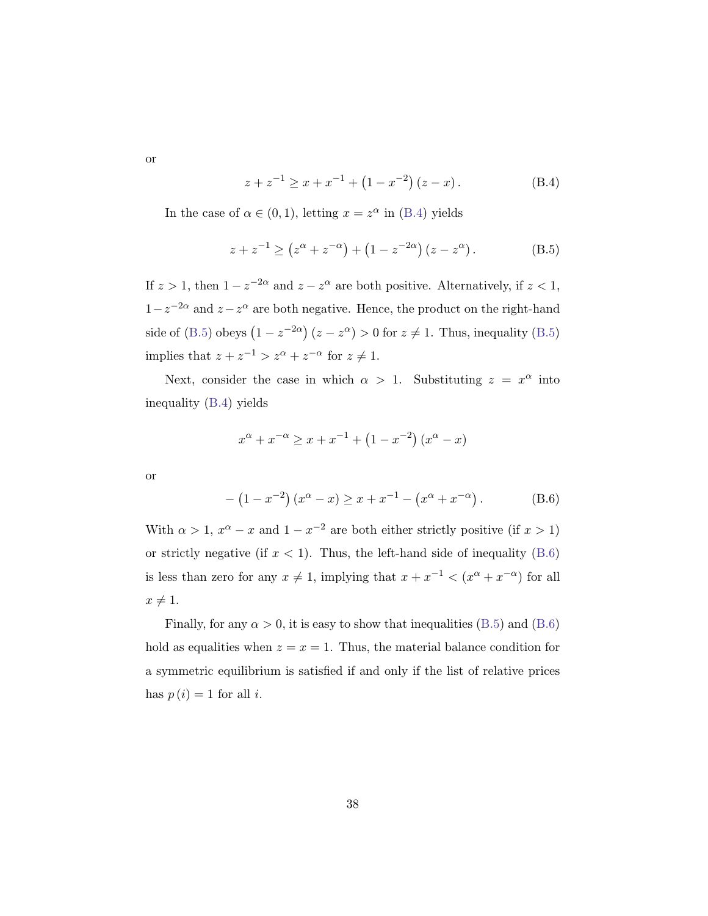or

$$z + z^{-1} \geq x + x^{-1} + \left(1 - x^{-2}\right)(z - x). \tag{B.4}$$

In the case of $\alpha \in (0,1)$, letting $x = z^{\alpha}$ in (B.4) yields

$$z + z^{-1} \geq \left(z^{\alpha} + z^{-\alpha}\right) + \left(1 - z^{-2\alpha}\right)(z - z^{\alpha}). \tag{B.5}$$

If $z > 1$, then $1 - z^{-2\alpha}$ and $z - z^{\alpha}$ are both positive. Alternatively, if $z < 1$, $1 - z^{-2\alpha}$ and $z - z^{\alpha}$ are both negative. Hence, the product on the right-hand side of (B.5) obeys $\left(1 - z^{-2\alpha}\right)(z - z^{\alpha}) > 0$ for $z \neq 1$. Thus, inequality (B.5) implies that $z + z^{-1} > z^{\alpha} + z^{-\alpha}$ for $z \neq 1$.

Next, consider the case in which $\alpha > 1$. Substituting $z = x^{\alpha}$ into inequality (B.4) yields

$$x^{\alpha} + x^{-\alpha} \geq x + x^{-1} + \left(1 - x^{-2}\right)(x^{\alpha} - x)$$

or

$$-\left(1 - x^{-2}\right)(x^{\alpha} - x) \geq x + x^{-1} - \left(x^{\alpha} + x^{-\alpha}\right). \tag{B.6}$$

With $\alpha > 1$, $x^{\alpha} - x$ and $1 - x^{-2}$ are both either strictly positive (if $x > 1$) or strictly negative (if $x < 1$). Thus, the left-hand side of inequality (B.6) is less than zero for any $x \neq 1$, implying that $x + x^{-1} < (x^{\alpha} + x^{-\alpha})$ for all $x \neq 1$.

Finally, for any $\alpha > 0$, it is easy to show that inequalities (B.5) and (B.6) hold as equalities when $z = x = 1$. Thus, the material balance condition for a symmetric equilibrium is satisfied if and only if the list of relative prices has $p(i) = 1$ for all $i$.